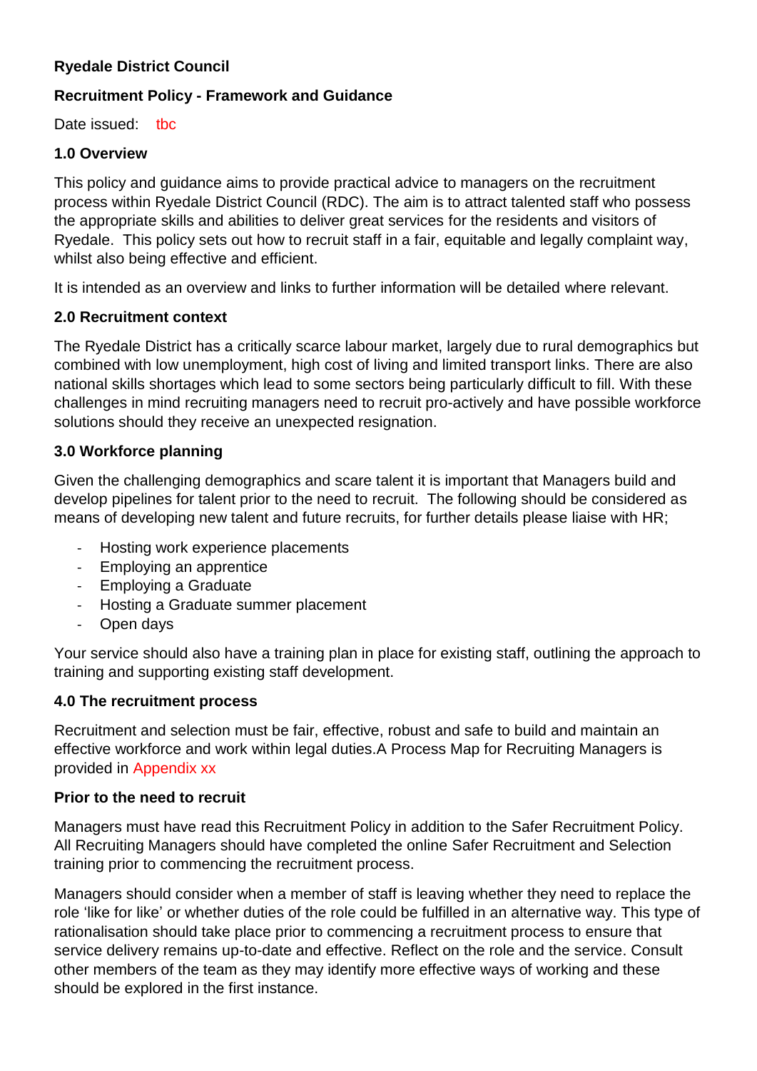**Ryedale District Council**

**Recruitment Policy - Framework and Guidance**

Date issued: tbc

## 1.0 Overview

This policy and guidance aims to provide practical advice to managers on the recruitment process within Ryedale District Council (RDC). The aim is to attract talented staff who possess the appropriate skills and abilities to deliver great services for the residents and visitors of Ryedale. This policy sets out how to recruit staff in a fair, equitable and legally complaint way, whilst also being effective and efficient.

It is intended as an overview and links to further information will be detailed where relevant.

## 2.0 Recruitment context

The Ryedale District has a critically scarce labour market, largely due to rural demographics but combined with low unemployment, high cost of living and limited transport links. There are also national skills shortages which lead to some sectors being particularly difficult to fill. With these challenges in mind recruiting managers need to recruit pro-actively and have possible workforce solutions should they receive an unexpected resignation.

## 3.0 Workforce planning

Given the challenging demographics and scare talent it is important that Managers build and develop pipelines for talent prior to the need to recruit. The following should be considered as means of developing new talent and future recruits, for further details please liaise with HR;

- Hosting work experience placements
- Employing an apprentice
- Employing a Graduate
- Hosting a Graduate summer placement
- Open days

Your service should also have a training plan in place for existing staff, outlining the approach to training and supporting existing staff development.

## 4.0 The recruitment process

Recruitment and selection must be fair, effective, robust and safe to build and maintain an effective workforce and work within legal duties.A Process Map for Recruiting Managers is provided in Appendix xx

**Prior to the need to recruit**

Managers must have read this Recruitment Policy in addition to the Safer Recruitment Policy. All Recruiting Managers should have completed the online Safer Recruitment and Selection training prior to commencing the recruitment process.

Managers should consider when a member of staff is leaving whether they need to replace the role 'like for like' or whether duties of the role could be fulfilled in an alternative way. This type of rationalisation should take place prior to commencing a recruitment process to ensure that service delivery remains up-to-date and effective. Reflect on the role and the service. Consult other members of the team as they may identify more effective ways of working and these should be explored in the first instance.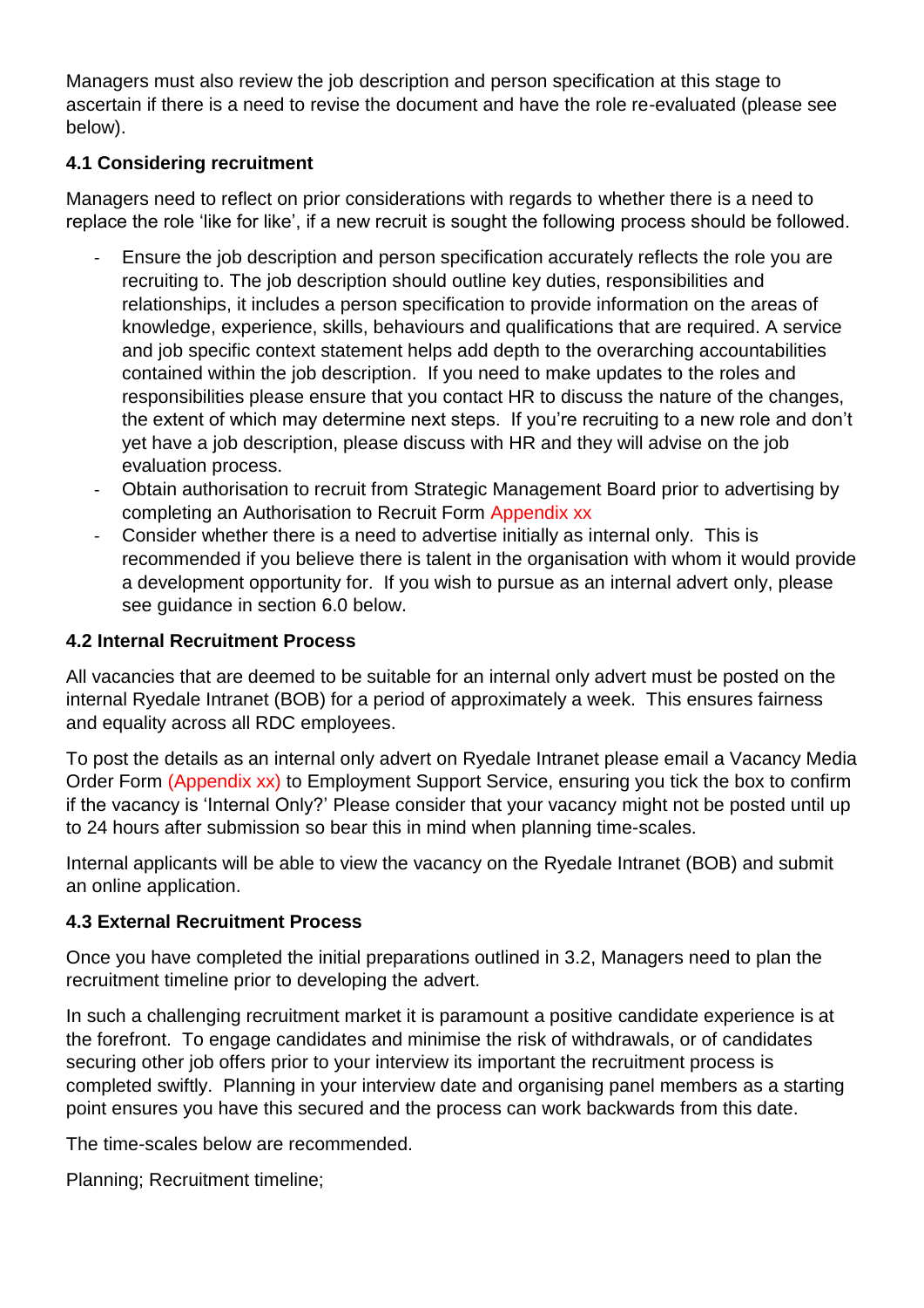Managers must also review the job description and person specification at this stage to ascertain if there is a need to revise the document and have the role re-evaluated (please see below).

### 4.1 Considering recruitment

Managers need to reflect on prior considerations with regards to whether there is a need to replace the role 'like for like', if a new recruit is sought the following process should be followed.

- Ensure the job description and person specification accurately reflects the role you are recruiting to. The job description should outline key duties, responsibilities and relationships, it includes a person specification to provide information on the areas of knowledge, experience, skills, behaviours and qualifications that are required. A service and job specific context statement helps add depth to the overarching accountabilities contained within the job description. If you need to make updates to the roles and responsibilities please ensure that you contact HR to discuss the nature of the changes, the extent of which may determine next steps. If you're recruiting to a new role and don't yet have a job description, please discuss with HR and they will advise on the job evaluation process.
- Obtain authorisation to recruit from Strategic Management Board prior to advertising by completing an Authorisation to Recruit Form Appendix xx
- Consider whether there is a need to advertise initially as internal only. This is recommended if you believe there is talent in the organisation with whom it would provide a development opportunity for. If you wish to pursue as an internal advert only, please see guidance in section 6.0 below.

### 4.2 Internal Recruitment Process

All vacancies that are deemed to be suitable for an internal only advert must be posted on the internal Ryedale Intranet (BOB) for a period of approximately a week. This ensures fairness and equality across all RDC employees.

To post the details as an internal only advert on Ryedale Intranet please email a Vacancy Media Order Form (Appendix xx) to Employment Support Service, ensuring you tick the box to confirm if the vacancy is 'Internal Only?' Please consider that your vacancy might not be posted until up to 24 hours after submission so bear this in mind when planning time-scales.

Internal applicants will be able to view the vacancy on the Ryedale Intranet (BOB) and submit an online application.

### 4.3 External Recruitment Process

Once you have completed the initial preparations outlined in 3.2, Managers need to plan the recruitment timeline prior to developing the advert.

In such a challenging recruitment market it is paramount a positive candidate experience is at the forefront. To engage candidates and minimise the risk of withdrawals, or of candidates securing other job offers prior to your interview its important the recruitment process is completed swiftly. Planning in your interview date and organising panel members as a starting point ensures you have this secured and the process can work backwards from this date.

The time-scales below are recommended.

Planning; Recruitment timeline;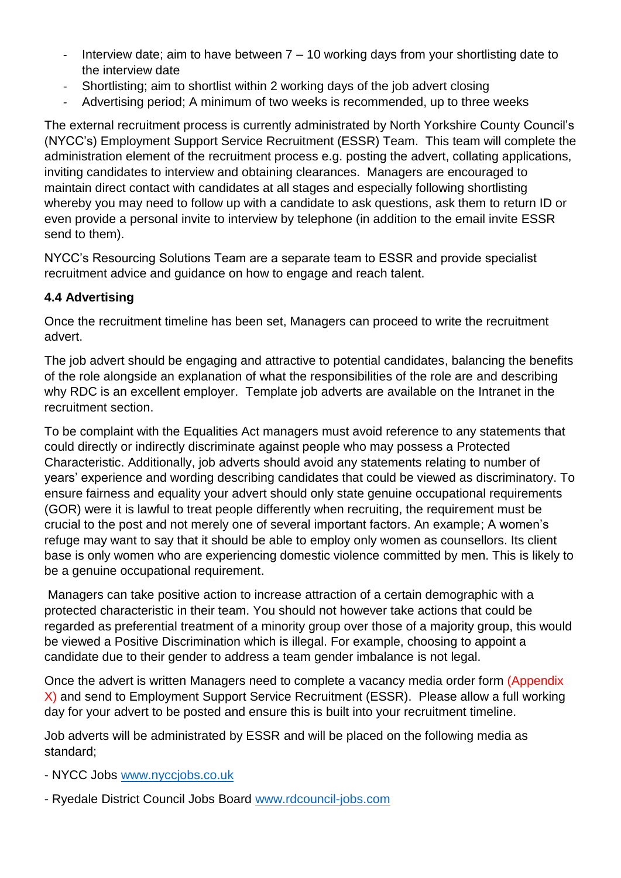- Interview date; aim to have between 7 – 10 working days from your shortlisting date to the interview date
- Shortlisting; aim to shortlist within 2 working days of the job advert closing
- Advertising period; A minimum of two weeks is recommended, up to three weeks

The external recruitment process is currently administrated by North Yorkshire County Council's (NYCC's) Employment Support Service Recruitment (ESSR) Team. This team will complete the administration element of the recruitment process e.g. posting the advert, collating applications, inviting candidates to interview and obtaining clearances. Managers are encouraged to maintain direct contact with candidates at all stages and especially following shortlisting whereby you may need to follow up with a candidate to ask questions, ask them to return ID or even provide a personal invite to interview by telephone (in addition to the email invite ESSR send to them).

NYCC's Resourcing Solutions Team are a separate team to ESSR and provide specialist recruitment advice and guidance on how to engage and reach talent.

### 4.4 Advertising

Once the recruitment timeline has been set, Managers can proceed to write the recruitment advert.

The job advert should be engaging and attractive to potential candidates, balancing the benefits of the role alongside an explanation of what the responsibilities of the role are and describing why RDC is an excellent employer. Template job adverts are available on the Intranet in the recruitment section.

To be complaint with the Equalities Act managers must avoid reference to any statements that could directly or indirectly discriminate against people who may possess a Protected Characteristic. Additionally, job adverts should avoid any statements relating to number of years' experience and wording describing candidates that could be viewed as discriminatory. To ensure fairness and equality your advert should only state genuine occupational requirements (GOR) were it is lawful to treat people differently when recruiting, the requirement must be crucial to the post and not merely one of several important factors. An example; A women's refuge may want to say that it should be able to employ only women as counsellors. Its client base is only women who are experiencing domestic violence committed by men. This is likely to be a genuine occupational requirement.

Managers can take positive action to increase attraction of a certain demographic with a protected characteristic in their team. You should not however take actions that could be regarded as preferential treatment of a minority group over those of a majority group, this would be viewed a Positive Discrimination which is illegal. For example, choosing to appoint a candidate due to their gender to address a team gender imbalance is not legal.

Once the advert is written Managers need to complete a vacancy media order form (Appendix X) and send to Employment Support Service Recruitment (ESSR). Please allow a full working day for your advert to be posted and ensure this is built into your recruitment timeline.

Job adverts will be administrated by ESSR and will be placed on the following media as standard;

- NYCC Jobs www.nyccjobs.co.uk

- Ryedale District Council Jobs Board www.rdcouncil-jobs.com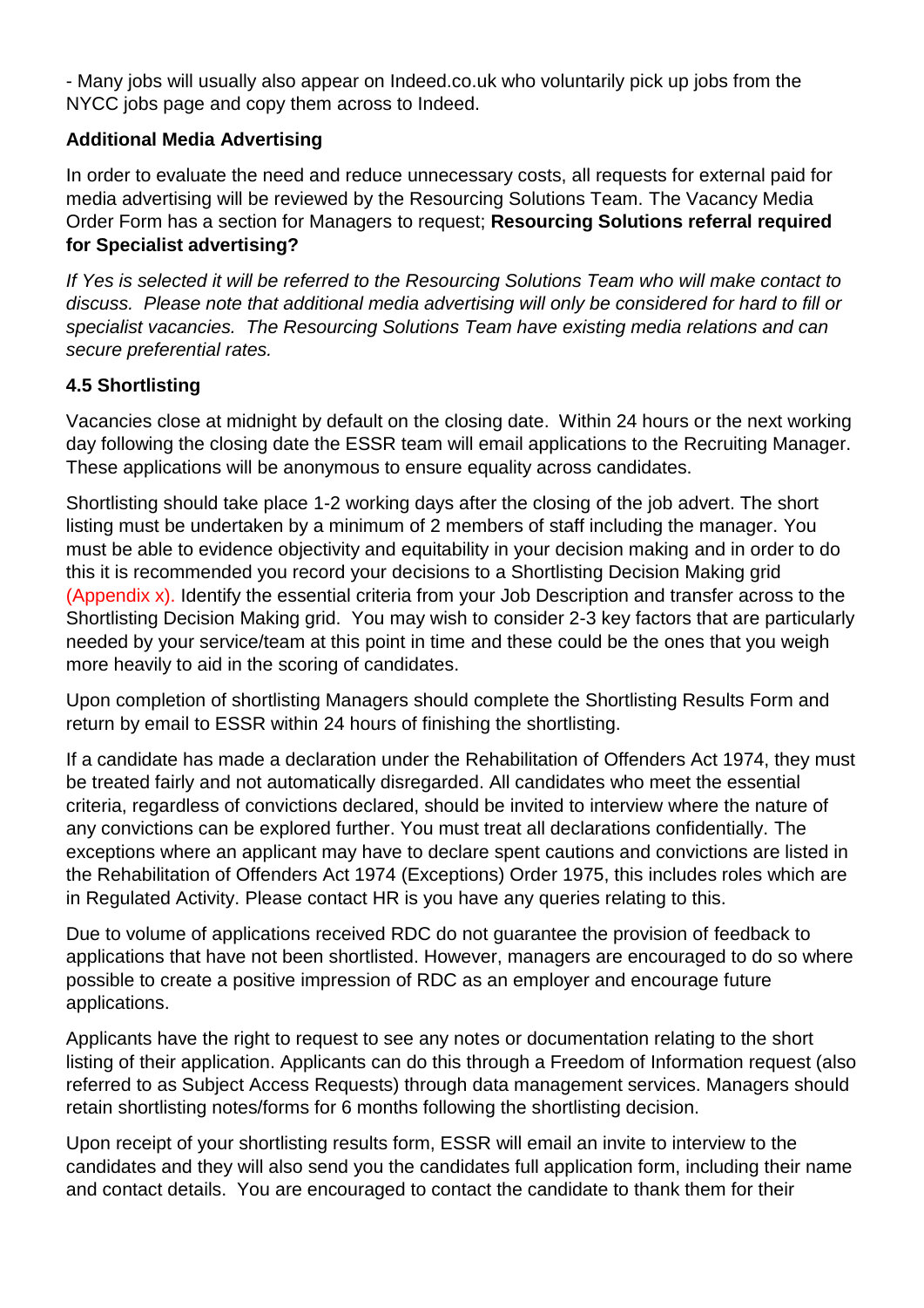- Many jobs will usually also appear on Indeed.co.uk who voluntarily pick up jobs from the NYCC jobs page and copy them across to Indeed.

**Additional Media Advertising**

In order to evaluate the need and reduce unnecessary costs, all requests for external paid for media advertising will be reviewed by the Resourcing Solutions Team. The Vacancy Media Order Form has a section for Managers to request; **Resourcing Solutions referral required for Specialist advertising?**

*If Yes is selected it will be referred to the Resourcing Solutions Team who will make contact to discuss. Please note that additional media advertising will only be considered for hard to fill or specialist vacancies. The Resourcing Solutions Team have existing media relations and can secure preferential rates.*

### 4.5 Shortlisting

Vacancies close at midnight by default on the closing date. Within 24 hours or the next working day following the closing date the ESSR team will email applications to the Recruiting Manager. These applications will be anonymous to ensure equality across candidates.

Shortlisting should take place 1-2 working days after the closing of the job advert. The short listing must be undertaken by a minimum of 2 members of staff including the manager. You must be able to evidence objectivity and equitability in your decision making and in order to do this it is recommended you record your decisions to a Shortlisting Decision Making grid (Appendix x). Identify the essential criteria from your Job Description and transfer across to the Shortlisting Decision Making grid. You may wish to consider 2-3 key factors that are particularly needed by your service/team at this point in time and these could be the ones that you weigh more heavily to aid in the scoring of candidates.

Upon completion of shortlisting Managers should complete the Shortlisting Results Form and return by email to ESSR within 24 hours of finishing the shortlisting.

If a candidate has made a declaration under the Rehabilitation of Offenders Act 1974, they must be treated fairly and not automatically disregarded. All candidates who meet the essential criteria, regardless of convictions declared, should be invited to interview where the nature of any convictions can be explored further. You must treat all declarations confidentially. The exceptions where an applicant may have to declare spent cautions and convictions are listed in the Rehabilitation of Offenders Act 1974 (Exceptions) Order 1975, this includes roles which are in Regulated Activity. Please contact HR is you have any queries relating to this.

Due to volume of applications received RDC do not guarantee the provision of feedback to applications that have not been shortlisted. However, managers are encouraged to do so where possible to create a positive impression of RDC as an employer and encourage future applications.

Applicants have the right to request to see any notes or documentation relating to the short listing of their application. Applicants can do this through a Freedom of Information request (also referred to as Subject Access Requests) through data management services. Managers should retain shortlisting notes/forms for 6 months following the shortlisting decision.

Upon receipt of your shortlisting results form, ESSR will email an invite to interview to the candidates and they will also send you the candidates full application form, including their name and contact details. You are encouraged to contact the candidate to thank them for their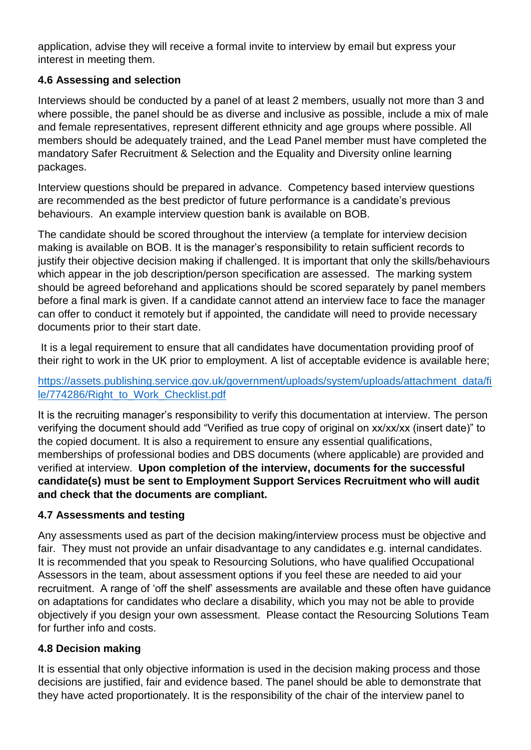application, advise they will receive a formal invite to interview by email but express your interest in meeting them.

### 4.6 Assessing and selection

Interviews should be conducted by a panel of at least 2 members, usually not more than 3 and where possible, the panel should be as diverse and inclusive as possible, include a mix of male and female representatives, represent different ethnicity and age groups where possible. All members should be adequately trained, and the Lead Panel member must have completed the mandatory Safer Recruitment & Selection and the Equality and Diversity online learning packages.

Interview questions should be prepared in advance. Competency based interview questions are recommended as the best predictor of future performance is a candidate's previous behaviours. An example interview question bank is available on BOB.

The candidate should be scored throughout the interview (a template for interview decision making is available on BOB. It is the manager's responsibility to retain sufficient records to justify their objective decision making if challenged. It is important that only the skills/behaviours which appear in the job description/person specification are assessed. The marking system should be agreed beforehand and applications should be scored separately by panel members before a final mark is given. If a candidate cannot attend an interview face to face the manager can offer to conduct it remotely but if appointed, the candidate will need to provide necessary documents prior to their start date.

It is a legal requirement to ensure that all candidates have documentation providing proof of their right to work in the UK prior to employment. A list of acceptable evidence is available here;

[https://assets.publishing.service.gov.uk/government/uploads/system/uploads/attachment_data/file/774286/Right_to_Work_Checklist.pdf](https://assets.publishing.service.gov.uk/government/uploads/system/uploads/attachment_data/file/774286/Right_to_Work_Checklist.pdf)

It is the recruiting manager's responsibility to verify this documentation at interview. The person verifying the document should add "Verified as true copy of original on xx/xx/xx (insert date)" to the copied document. It is also a requirement to ensure any essential qualifications, memberships of professional bodies and DBS documents (where applicable) are provided and verified at interview. **Upon completion of the interview, documents for the successful candidate(s) must be sent to Employment Support Services Recruitment who will audit and check that the documents are compliant.**

### 4.7 Assessments and testing

Any assessments used as part of the decision making/interview process must be objective and fair. They must not provide an unfair disadvantage to any candidates e.g. internal candidates. It is recommended that you speak to Resourcing Solutions, who have qualified Occupational Assessors in the team, about assessment options if you feel these are needed to aid your recruitment. A range of 'off the shelf' assessments are available and these often have guidance on adaptations for candidates who declare a disability, which you may not be able to provide objectively if you design your own assessment. Please contact the Resourcing Solutions Team for further info and costs.

### 4.8 Decision making

It is essential that only objective information is used in the decision making process and those decisions are justified, fair and evidence based. The panel should be able to demonstrate that they have acted proportionately. It is the responsibility of the chair of the interview panel to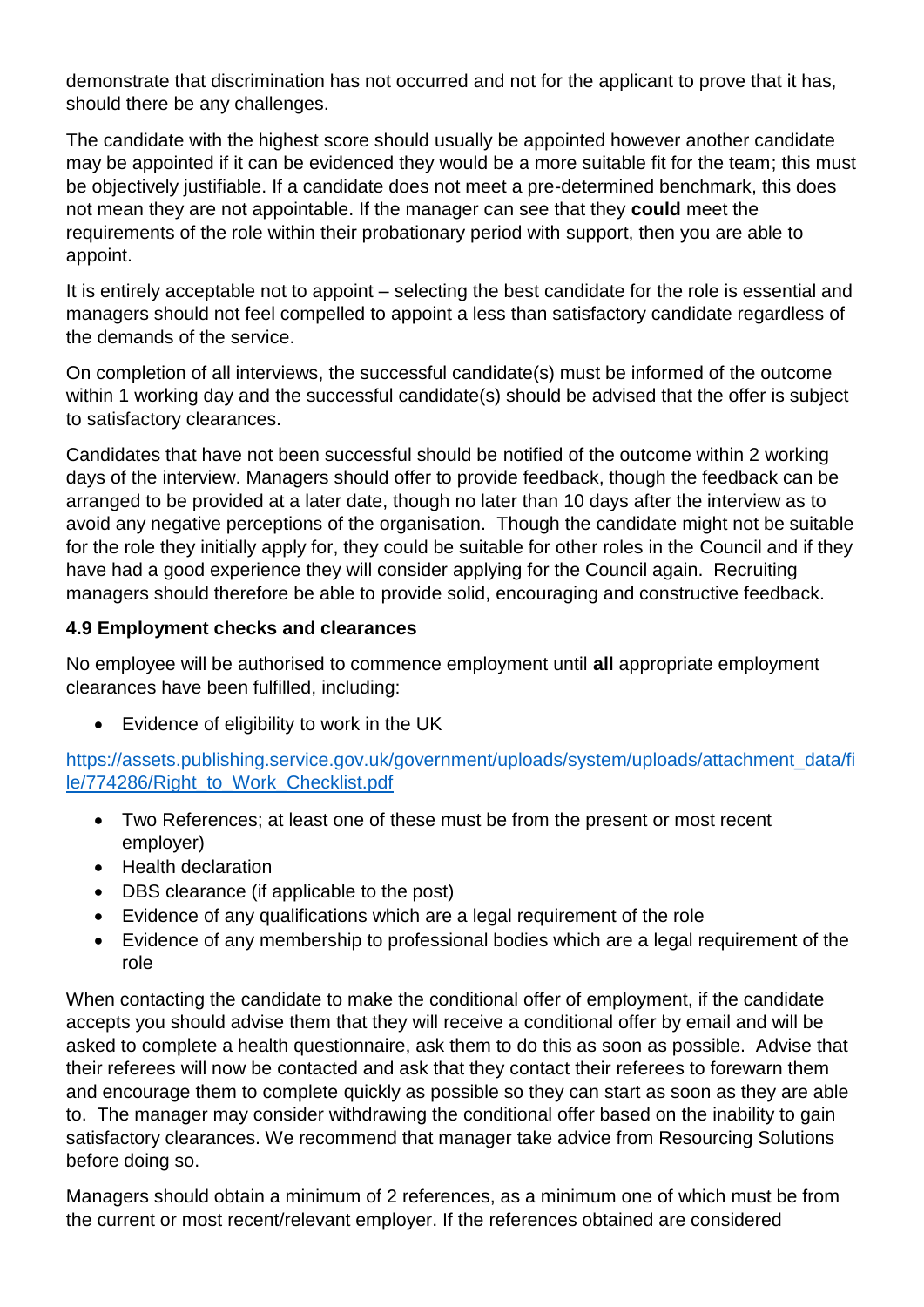demonstrate that discrimination has not occurred and not for the applicant to prove that it has, should there be any challenges.

The candidate with the highest score should usually be appointed however another candidate may be appointed if it can be evidenced they would be a more suitable fit for the team; this must be objectively justifiable. If a candidate does not meet a pre-determined benchmark, this does not mean they are not appointable. If the manager can see that they **could** meet the requirements of the role within their probationary period with support, then you are able to appoint.

It is entirely acceptable not to appoint – selecting the best candidate for the role is essential and managers should not feel compelled to appoint a less than satisfactory candidate regardless of the demands of the service.

On completion of all interviews, the successful candidate(s) must be informed of the outcome within 1 working day and the successful candidate(s) should be advised that the offer is subject to satisfactory clearances.

Candidates that have not been successful should be notified of the outcome within 2 working days of the interview. Managers should offer to provide feedback, though the feedback can be arranged to be provided at a later date, though no later than 10 days after the interview as to avoid any negative perceptions of the organisation.  Though the candidate might not be suitable for the role they initially apply for, they could be suitable for other roles in the Council and if they have had a good experience they will consider applying for the Council again.  Recruiting managers should therefore be able to provide solid, encouraging and constructive feedback.

**4.9 Employment checks and clearances**

No employee will be authorised to commence employment until **all** appropriate employment clearances have been fulfilled, including:

- Evidence of eligibility to work in the UK

https://assets.publishing.service.gov.uk/government/uploads/system/uploads/attachment_data/file/774286/Right_to_Work_Checklist.pdf

- Two References; at least one of these must be from the present or most recent employer)
- Health declaration
- DBS clearance (if applicable to the post)
- Evidence of any qualifications which are a legal requirement of the role
- Evidence of any membership to professional bodies which are a legal requirement of the role

When contacting the candidate to make the conditional offer of employment, if the candidate accepts you should advise them that they will receive a conditional offer by email and will be asked to complete a health questionnaire, ask them to do this as soon as possible.  Advise that their referees will now be contacted and ask that they contact their referees to forewarn them and encourage them to complete quickly as possible so they can start as soon as they are able to.  The manager may consider withdrawing the conditional offer based on the inability to gain satisfactory clearances. We recommend that manager take advice from Resourcing Solutions before doing so.

Managers should obtain a minimum of 2 references, as a minimum one of which must be from the current or most recent/relevant employer. If the references obtained are considered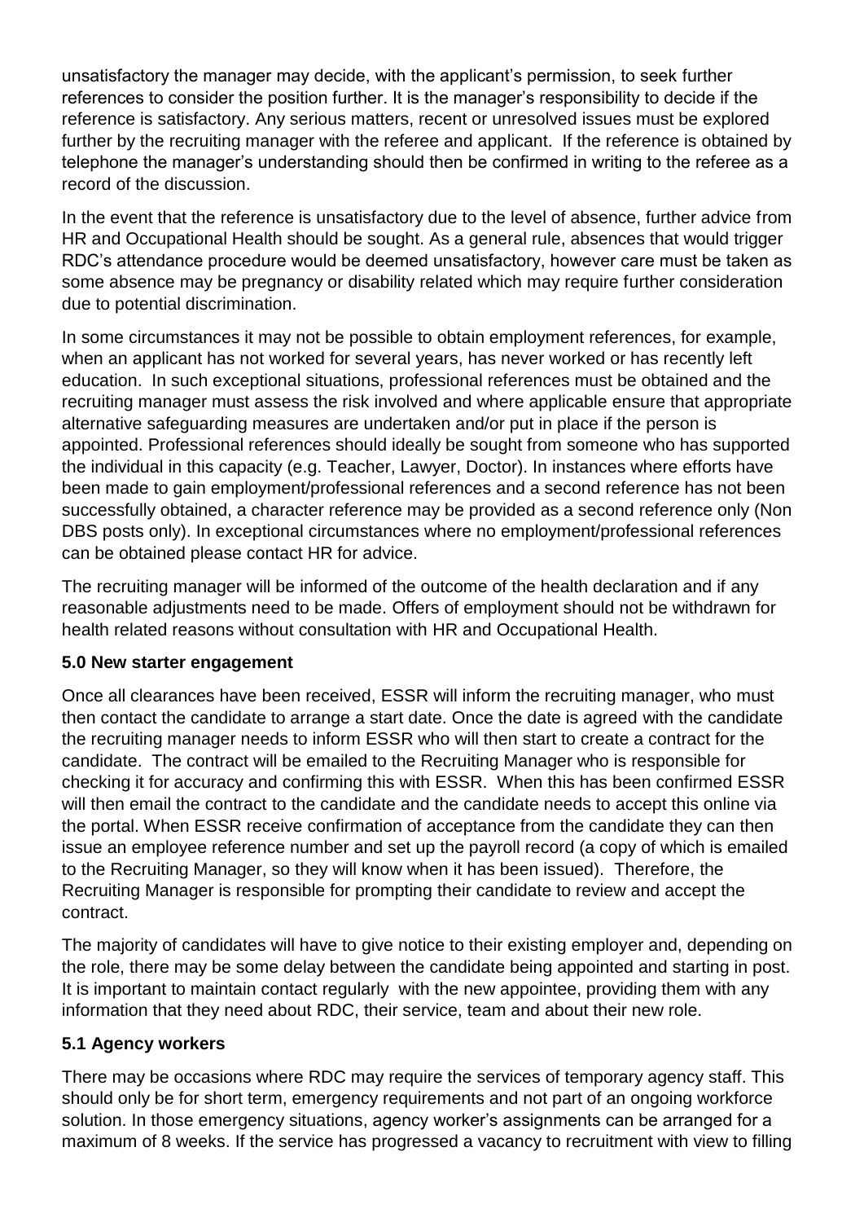unsatisfactory the manager may decide, with the applicant's permission, to seek further references to consider the position further. It is the manager's responsibility to decide if the reference is satisfactory. Any serious matters, recent or unresolved issues must be explored further by the recruiting manager with the referee and applicant. If the reference is obtained by telephone the manager's understanding should then be confirmed in writing to the referee as a record of the discussion.

In the event that the reference is unsatisfactory due to the level of absence, further advice from HR and Occupational Health should be sought. As a general rule, absences that would trigger RDC's attendance procedure would be deemed unsatisfactory, however care must be taken as some absence may be pregnancy or disability related which may require further consideration due to potential discrimination.

In some circumstances it may not be possible to obtain employment references, for example, when an applicant has not worked for several years, has never worked or has recently left education. In such exceptional situations, professional references must be obtained and the recruiting manager must assess the risk involved and where applicable ensure that appropriate alternative safeguarding measures are undertaken and/or put in place if the person is appointed. Professional references should ideally be sought from someone who has supported the individual in this capacity (e.g. Teacher, Lawyer, Doctor). In instances where efforts have been made to gain employment/professional references and a second reference has not been successfully obtained, a character reference may be provided as a second reference only (Non DBS posts only). In exceptional circumstances where no employment/professional references can be obtained please contact HR for advice.

The recruiting manager will be informed of the outcome of the health declaration and if any reasonable adjustments need to be made. Offers of employment should not be withdrawn for health related reasons without consultation with HR and Occupational Health.

### 5.0 New starter engagement

Once all clearances have been received, ESSR will inform the recruiting manager, who must then contact the candidate to arrange a start date. Once the date is agreed with the candidate the recruiting manager needs to inform ESSR who will then start to create a contract for the candidate. The contract will be emailed to the Recruiting Manager who is responsible for checking it for accuracy and confirming this with ESSR. When this has been confirmed ESSR will then email the contract to the candidate and the candidate needs to accept this online via the portal. When ESSR receive confirmation of acceptance from the candidate they can then issue an employee reference number and set up the payroll record (a copy of which is emailed to the Recruiting Manager, so they will know when it has been issued). Therefore, the Recruiting Manager is responsible for prompting their candidate to review and accept the contract.

The majority of candidates will have to give notice to their existing employer and, depending on the role, there may be some delay between the candidate being appointed and starting in post. It is important to maintain contact regularly with the new appointee, providing them with any information that they need about RDC, their service, team and about their new role.

### 5.1 Agency workers

There may be occasions where RDC may require the services of temporary agency staff. This should only be for short term, emergency requirements and not part of an ongoing workforce solution. In those emergency situations, agency worker's assignments can be arranged for a maximum of 8 weeks. If the service has progressed a vacancy to recruitment with view to filling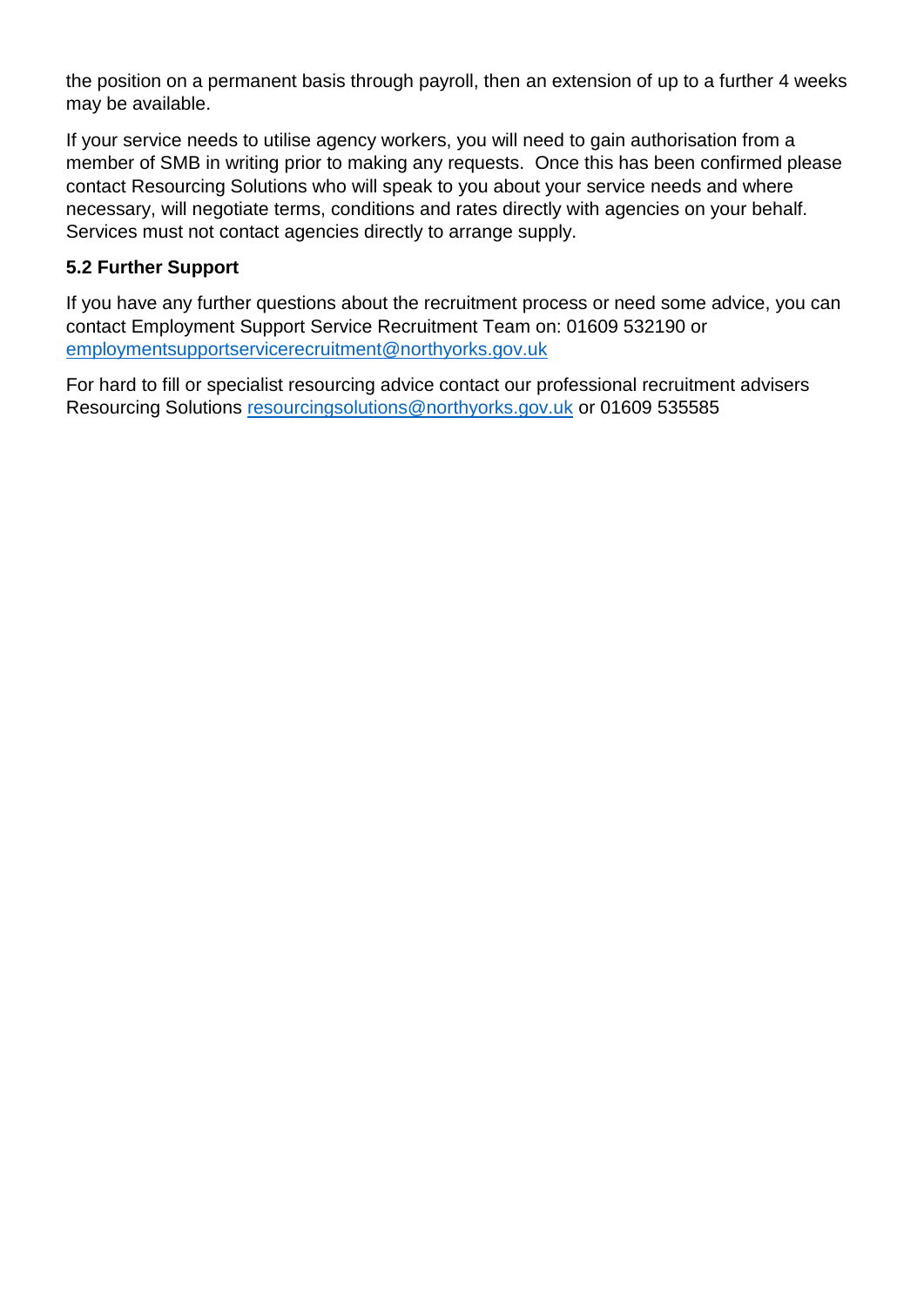the position on a permanent basis through payroll, then an extension of up to a further 4 weeks may be available.

If your service needs to utilise agency workers, you will need to gain authorisation from a member of SMB in writing prior to making any requests. Once this has been confirmed please contact Resourcing Solutions who will speak to you about your service needs and where necessary, will negotiate terms, conditions and rates directly with agencies on your behalf. Services must not contact agencies directly to arrange supply.

**5.2 Further Support**

If you have any further questions about the recruitment process or need some advice, you can contact Employment Support Service Recruitment Team on: 01609 532190 or employmentsupportservicerecruitment@northyorks.gov.uk

For hard to fill or specialist resourcing advice contact our professional recruitment advisers Resourcing Solutions resourcingsolutions@northyorks.gov.uk or 01609 535585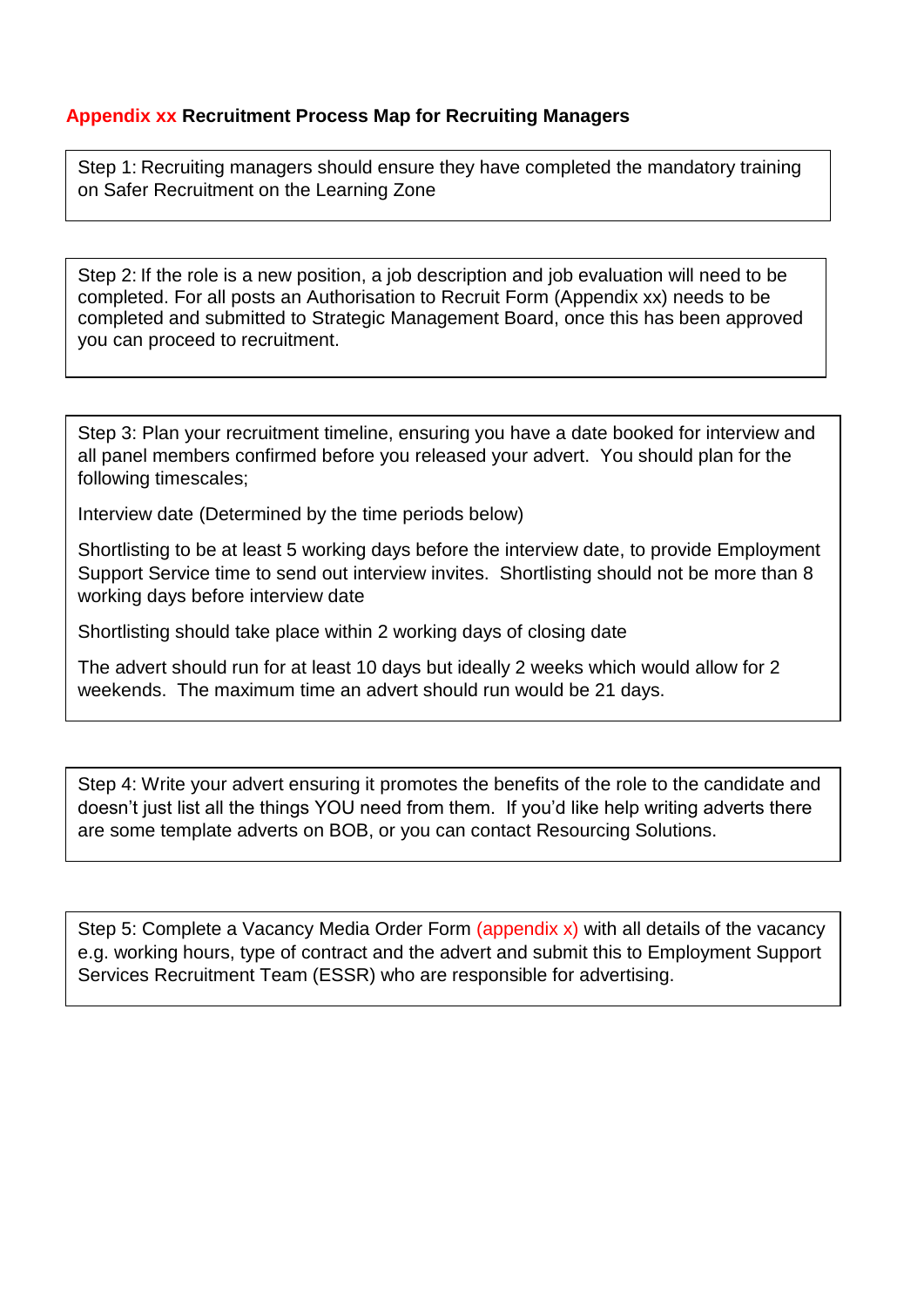**Appendix xx Recruitment Process Map for Recruiting Managers**

Step 1: Recruiting managers should ensure they have completed the mandatory training on Safer Recruitment on the Learning Zone

Step 2: If the role is a new position, a job description and job evaluation will need to be completed. For all posts an Authorisation to Recruit Form (Appendix xx) needs to be completed and submitted to Strategic Management Board, once this has been approved you can proceed to recruitment.

Step 3: Plan your recruitment timeline, ensuring you have a date booked for interview and all panel members confirmed before you released your advert. You should plan for the following timescales;

Interview date (Determined by the time periods below)

Shortlisting to be at least 5 working days before the interview date, to provide Employment Support Service time to send out interview invites. Shortlisting should not be more than 8 working days before interview date

Shortlisting should take place within 2 working days of closing date

The advert should run for at least 10 days but ideally 2 weeks which would allow for 2 weekends. The maximum time an advert should run would be 21 days.

Step 4: Write your advert ensuring it promotes the benefits of the role to the candidate and doesn't just list all the things YOU need from them. If you'd like help writing adverts there are some template adverts on BOB, or you can contact Resourcing Solutions.

Step 5: Complete a Vacancy Media Order Form (appendix x) with all details of the vacancy e.g. working hours, type of contract and the advert and submit this to Employment Support Services Recruitment Team (ESSR) who are responsible for advertising.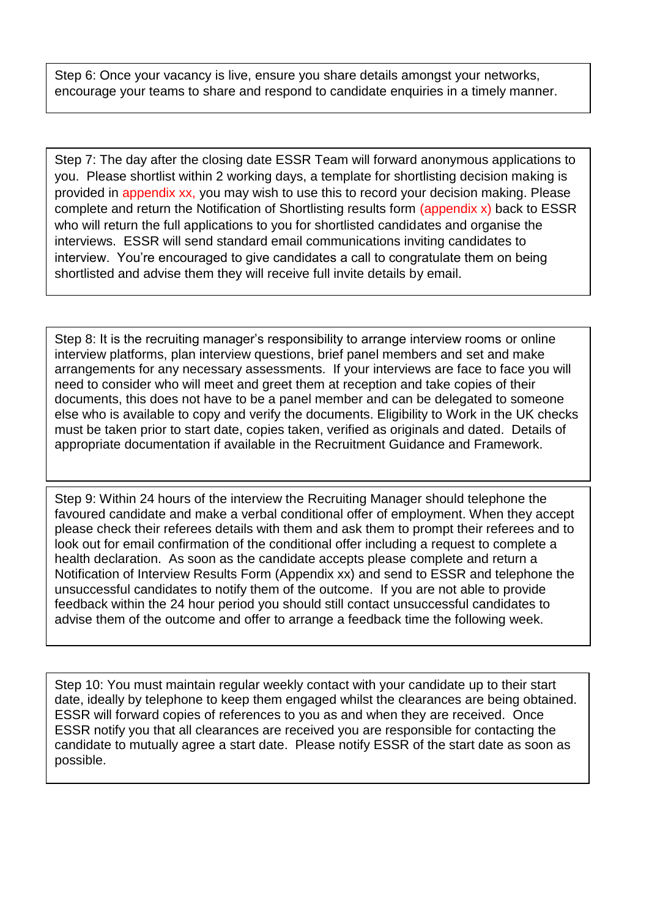Step 6: Once your vacancy is live, ensure you share details amongst your networks, encourage your teams to share and respond to candidate enquiries in a timely manner.

Step 7: The day after the closing date ESSR Team will forward anonymous applications to you. Please shortlist within 2 working days, a template for shortlisting decision making is provided in appendix xx, you may wish to use this to record your decision making. Please complete and return the Notification of Shortlisting results form (appendix x) back to ESSR who will return the full applications to you for shortlisted candidates and organise the interviews. ESSR will send standard email communications inviting candidates to interview. You're encouraged to give candidates a call to congratulate them on being shortlisted and advise them they will receive full invite details by email.

Step 8: It is the recruiting manager's responsibility to arrange interview rooms or online interview platforms, plan interview questions, brief panel members and set and make arrangements for any necessary assessments. If your interviews are face to face you will need to consider who will meet and greet them at reception and take copies of their documents, this does not have to be a panel member and can be delegated to someone else who is available to copy and verify the documents. Eligibility to Work in the UK checks must be taken prior to start date, copies taken, verified as originals and dated. Details of appropriate documentation if available in the Recruitment Guidance and Framework.

Step 9: Within 24 hours of the interview the Recruiting Manager should telephone the favoured candidate and make a verbal conditional offer of employment. When they accept please check their referees details with them and ask them to prompt their referees and to look out for email confirmation of the conditional offer including a request to complete a health declaration. As soon as the candidate accepts please complete and return a Notification of Interview Results Form (Appendix xx) and send to ESSR and telephone the unsuccessful candidates to notify them of the outcome. If you are not able to provide feedback within the 24 hour period you should still contact unsuccessful candidates to advise them of the outcome and offer to arrange a feedback time the following week.

Step 10: You must maintain regular weekly contact with your candidate up to their start date, ideally by telephone to keep them engaged whilst the clearances are being obtained. ESSR will forward copies of references to you as and when they are received. Once ESSR notify you that all clearances are received you are responsible for contacting the candidate to mutually agree a start date. Please notify ESSR of the start date as soon as possible.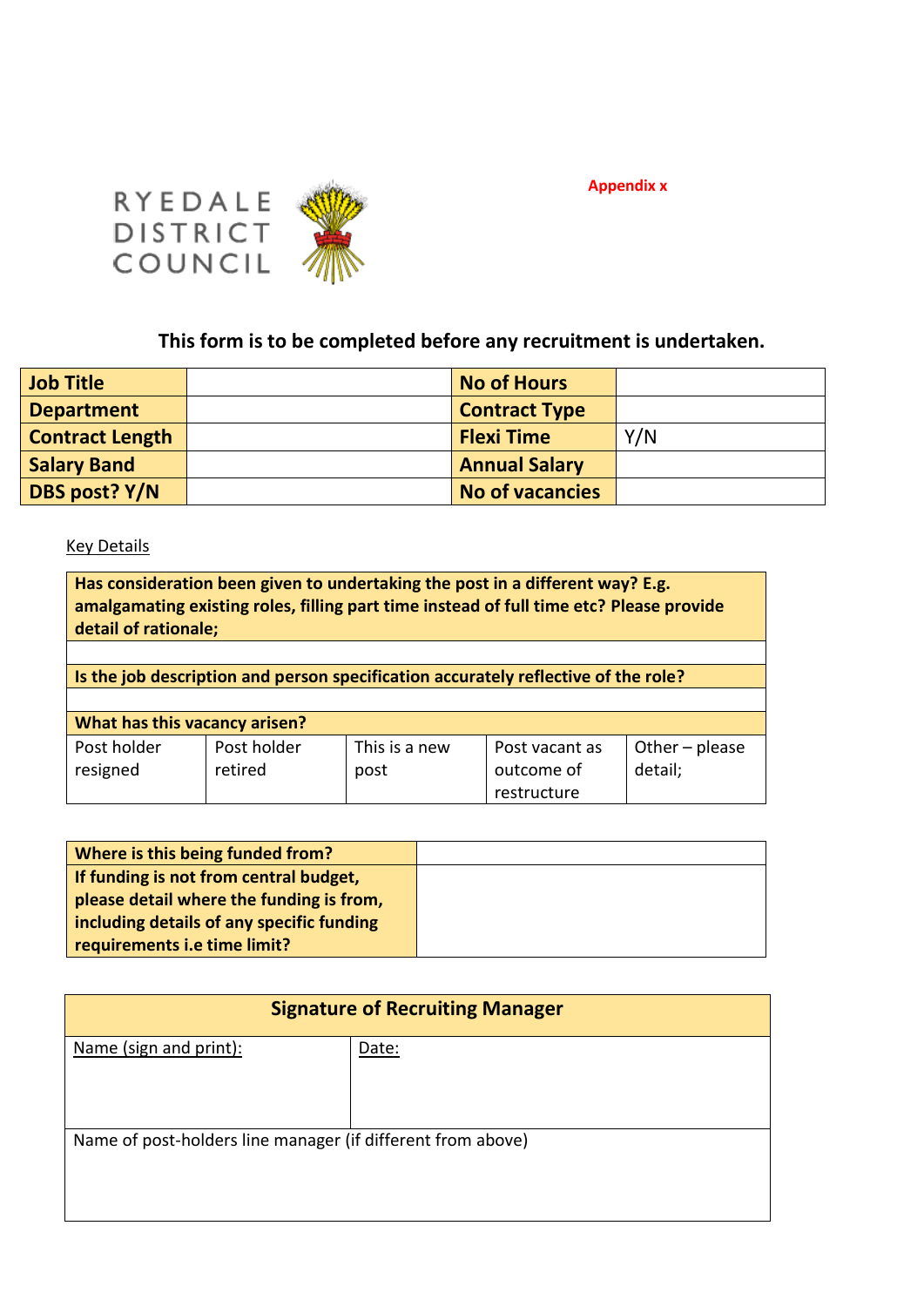RYEDALE DISTRICT COUNCIL

**Appendix x**

**This form is to be completed before any recruitment is undertaken.**

| **Job Title** | | **No of Hours** | |
|---|---|---|---|
| **Department** | | **Contract Type** | |
| **Contract Length** | | **Flexi Time** | Y/N |
| **Salary Band** | | **Annual Salary** | |
| **DBS post? Y/N** | | **No of vacancies** | |

Key Details

| **Has consideration been given to undertaking the post in a different way? E.g. amalgamating existing roles, filling part time instead of full time etc? Please provide detail of rationale;** | | | | |
|---|---|---|---|---|
| | | | | |
| **Is the job description and person specification accurately reflective of the role?** | | | | |
| | | | | |
| **What has this vacancy arisen?** | | | | |
| Post holder resigned | Post holder retired | This is a new post | Post vacant as outcome of restructure | Other – please detail; |

| **Where is this being funded from?** | |
|---|---|
| **If funding is not from central budget, please detail where the funding is from, including details of any specific funding requirements i.e time limit?** | |

| **Signature of Recruiting Manager** | |
|---|---|
| Name (sign and print): | Date: |
| Name of post-holders line manager (if different from above) | |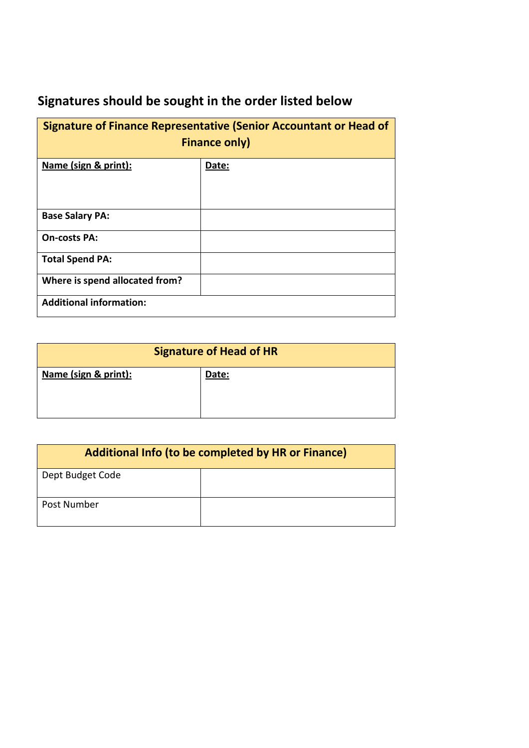## Signatures should be sought in the order listed below

| **Signature of Finance Representative (Senior Accountant or Head of Finance only)** | |
|---|---|
| **Name (sign & print):** | **Date:** |
| **Base Salary PA:** | |
| **On-costs PA:** | |
| **Total Spend PA:** | |
| **Where is spend allocated from?** | |
| **Additional information:** | |

| **Signature of Head of HR** | |
|---|---|
| **Name (sign & print):** | **Date:** |

| **Additional Info (to be completed by HR or Finance)** | |
|---|---|
| Dept Budget Code | |
| Post Number | |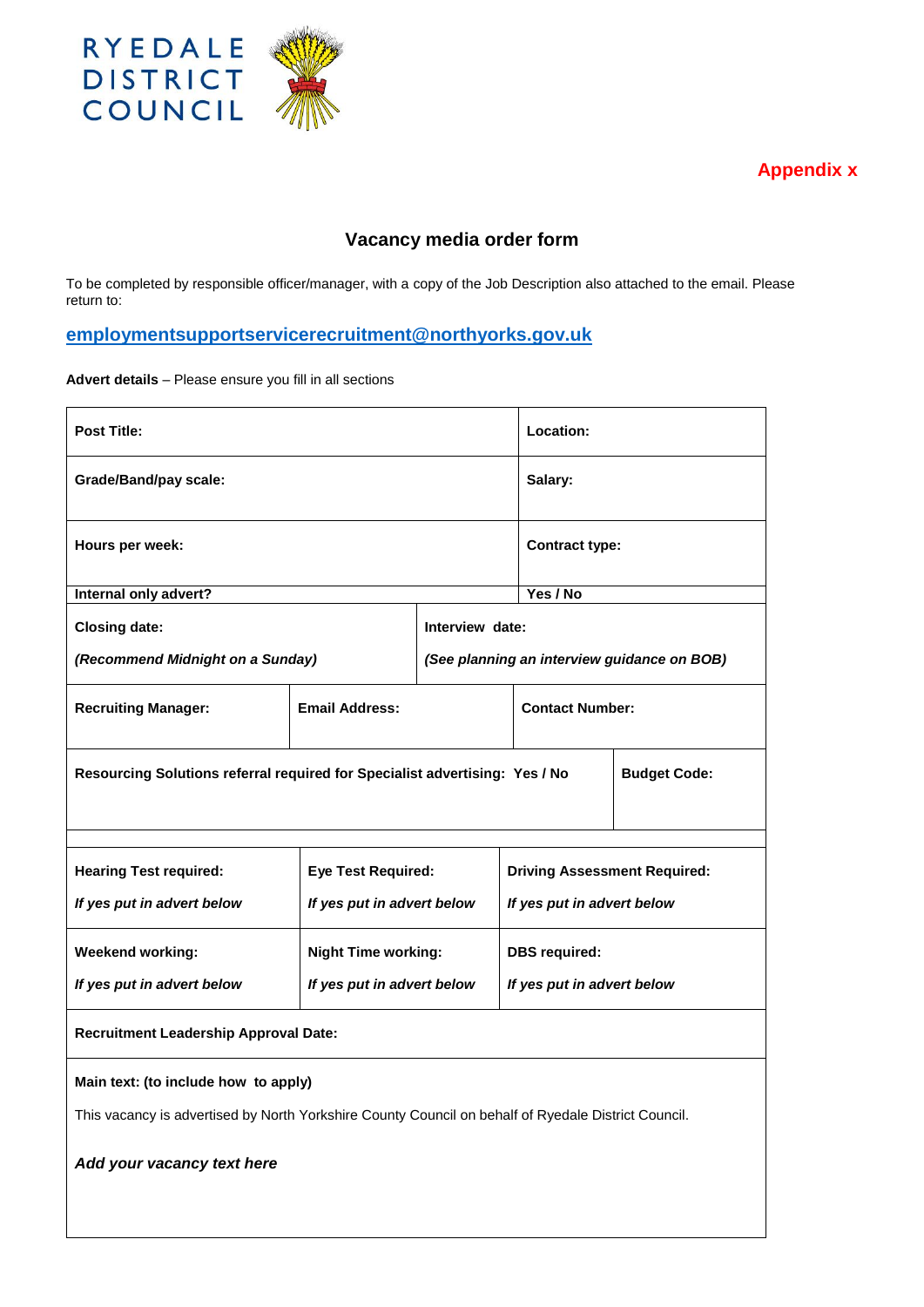RYEDALE DISTRICT COUNCIL

**Appendix x**

## Vacancy media order form

To be completed by responsible officer/manager, with a copy of the Job Description also attached to the email. Please return to:

**employmentsupportservicerecruitment@northyorks.gov.uk**

**Advert details** – Please ensure you fill in all sections

| | | | |
|---|---|---|---|
| **Post Title:** | | **Location:** | |
| **Grade/Band/pay scale:** | | **Salary:** | |
| **Hours per week:** | | **Contract type:** | |
| **Internal only advert?** | | **Yes / No** | |
| **Closing date:**<br>***(Recommend Midnight on a Sunday)*** | | **Interview date:**<br>***(See planning an interview guidance on BOB)*** | |
| **Recruiting Manager:** | **Email Address:** | **Contact Number:** | |
| **Resourcing Solutions referral required for Specialist advertising: Yes / No** | | | **Budget Code:** |
| | | | |
| **Hearing Test required:**<br>***If yes put in advert below*** | **Eye Test Required:**<br>***If yes put in advert below*** | **Driving Assessment Required:**<br>***If yes put in advert below*** | |
| **Weekend working:**<br>***If yes put in advert below*** | **Night Time working:**<br>***If yes put in advert below*** | **DBS required:**<br>***If yes put in advert below*** | |
| **Recruitment Leadership Approval Date:** | | | |
| **Main text: (to include how to apply)**<br>This vacancy is advertised by North Yorkshire County Council on behalf of Ryedale District Council.<br>***Add your vacancy text here*** | | | |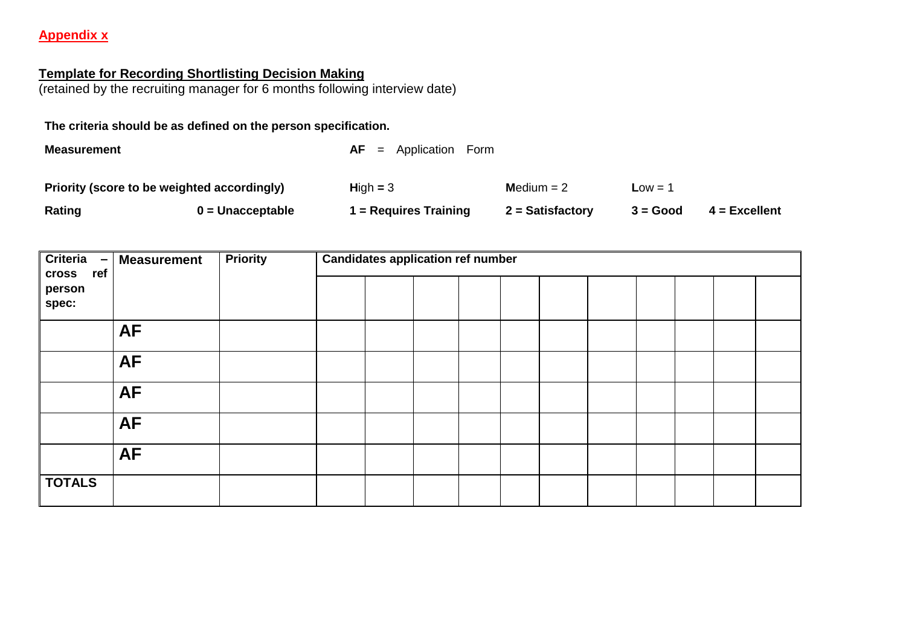**Appendix x**

**Template for Recording Shortlisting Decision Making**
(retained by the recruiting manager for 6 months following interview date)

**The criteria should be as defined on the person specification.**

**Measurement** **AF** = Application Form

**Priority (score to be weighted accordingly)** **H**igh **=** 3 **M**edium = 2 **L**ow = 1

**Rating** **0 = Unacceptable** **1 = Requires Training** **2 = Satisfactory** **3 = Good** **4 = Excellent**

| Criteria – cross ref person spec: | Measurement | Priority | Candidates application ref number | | | | | | | | | | |
|---|---|---|---|---|---|---|---|---|---|---|---|---|---|
| | | | | | | | | | | | | | |
| | **AF** | | | | | | | | | | | | |
| | **AF** | | | | | | | | | | | | |
| | **AF** | | | | | | | | | | | | |
| | **AF** | | | | | | | | | | | | |
| | **AF** | | | | | | | | | | | | |
| **TOTALS** | | | | | | | | | | | | | |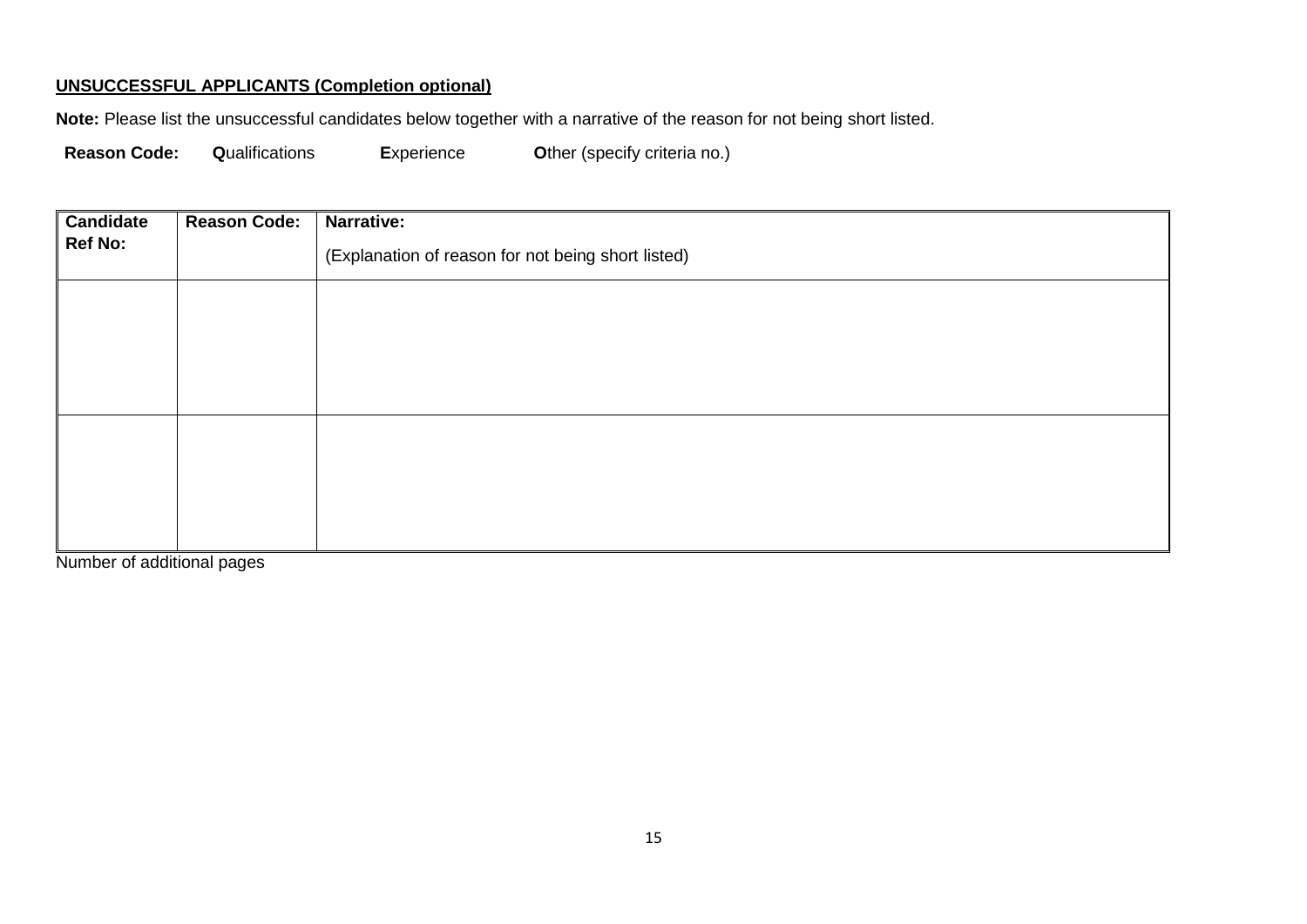**<u>UNSUCCESSFUL APPLICANTS (Completion optional)</u>**

**Note:** Please list the unsuccessful candidates below together with a narrative of the reason for not being short listed.

**Reason Code:** **Q**ualifications **E**xperience **O**ther (specify criteria no.)

| **Candidate Ref No:** | **Reason Code:** | **Narrative:** (Explanation of reason for not being short listed) |
|---|---|---|
| | | |
| | | |

Number of additional pages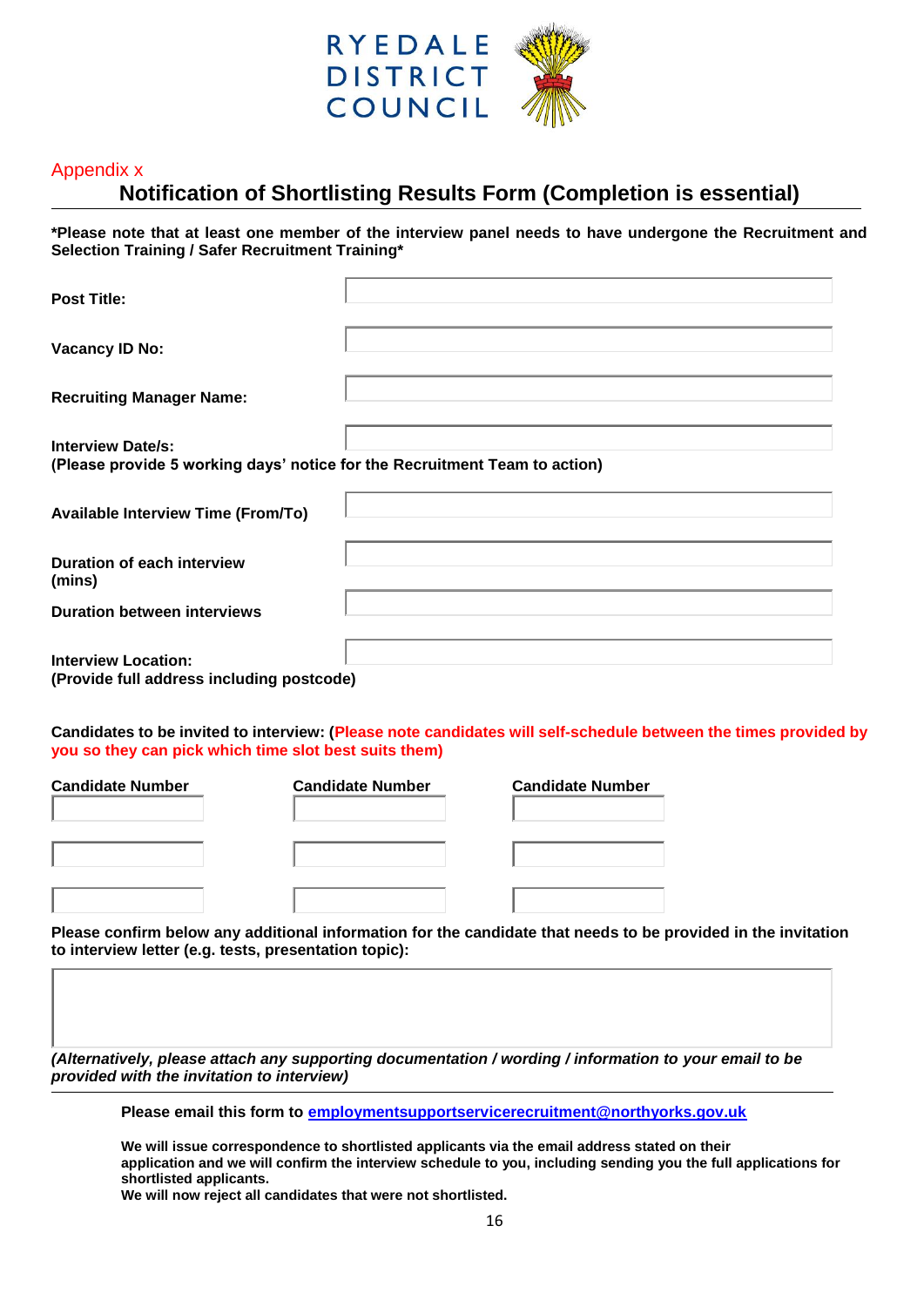RYEDALE DISTRICT COUNCIL

Appendix x

## Notification of Shortlisting Results Form (Completion is essential)

**\*Please note that at least one member of the interview panel needs to have undergone the Recruitment and Selection Training / Safer Recruitment Training\***

| | |
|---|---|
| **Post Title:** | |
| **Vacancy ID No:** | |
| **Recruiting Manager Name:** | |
| **Interview Date/s:** **(Please provide 5 working days' notice for the Recruitment Team to action)** | |
| **Available Interview Time (From/To)** | |
| **Duration of each interview (mins)** | |
| **Duration between interviews** | |
| **Interview Location:** **(Provide full address including postcode)** | |

**Candidates to be invited to interview: (Please note candidates will self-schedule between the times provided by you so they can pick which time slot best suits them)**

| Candidate Number | Candidate Number | Candidate Number |
|---|---|---|
| | | |
| | | |
| | | |

**Please confirm below any additional information for the candidate that needs to be provided in the invitation to interview letter (e.g. tests, presentation topic):**

| |
|---|
| |

***(Alternatively, please attach any supporting documentation / wording / information to your email to be provided with the invitation to interview)***

---

**Please email this form to [employmentsupportservicerecruitment@northyorks.gov.uk](mailto:employmentsupportservicerecruitment@northyorks.gov.uk)**

**We will issue correspondence to shortlisted applicants via the email address stated on their application and we will confirm the interview schedule to you, including sending you the full applications for shortlisted applicants.**
**We will now reject all candidates that were not shortlisted.**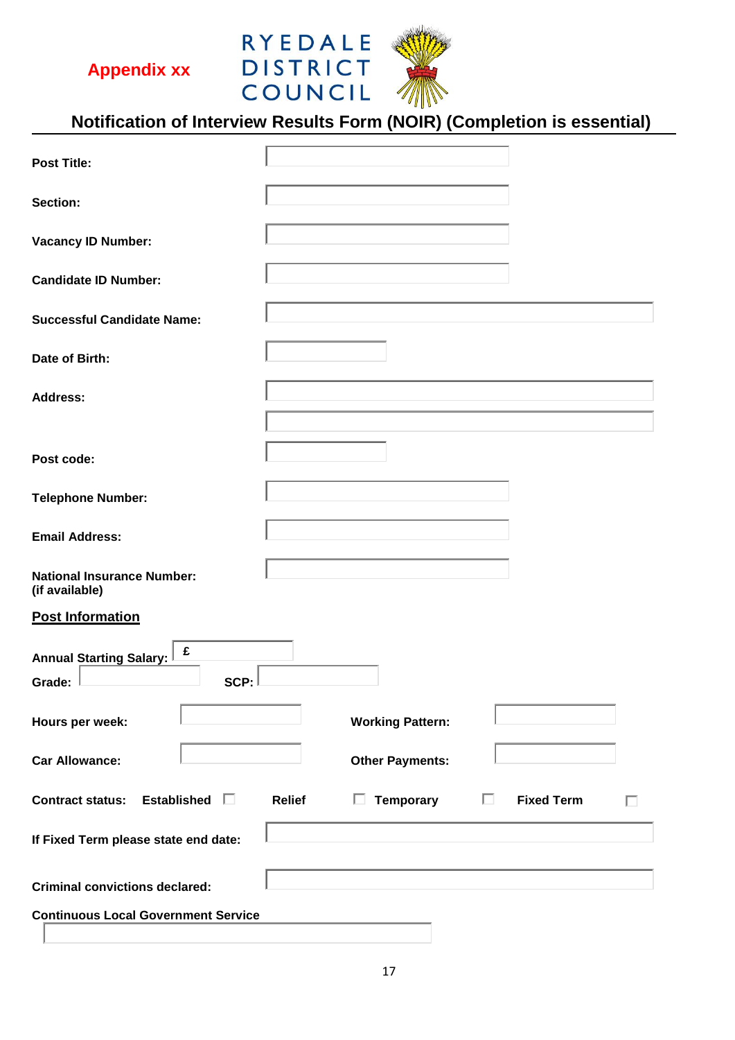Appendix xx

RYEDALE DISTRICT COUNCIL

## Notification of Interview Results Form (NOIR) (Completion is essential)

**Post Title:**

**Section:**

**Vacancy ID Number:**

**Candidate ID Number:**

**Successful Candidate Name:**

**Date of Birth:**

**Address:**

**Post code:**

**Telephone Number:**

**Email Address:**

**National Insurance Number: (if available)**

### Post Information

**Annual Starting Salary:** £

**Grade:** **SCP:**

**Hours per week:** **Working Pattern:**

**Car Allowance:** **Other Payments:**

**Contract status:** **Established** ☐ **Relief** ☐ **Temporary** ☐ **Fixed Term** ☐

**If Fixed Term please state end date:**

**Criminal convictions declared:**

**Continuous Local Government Service**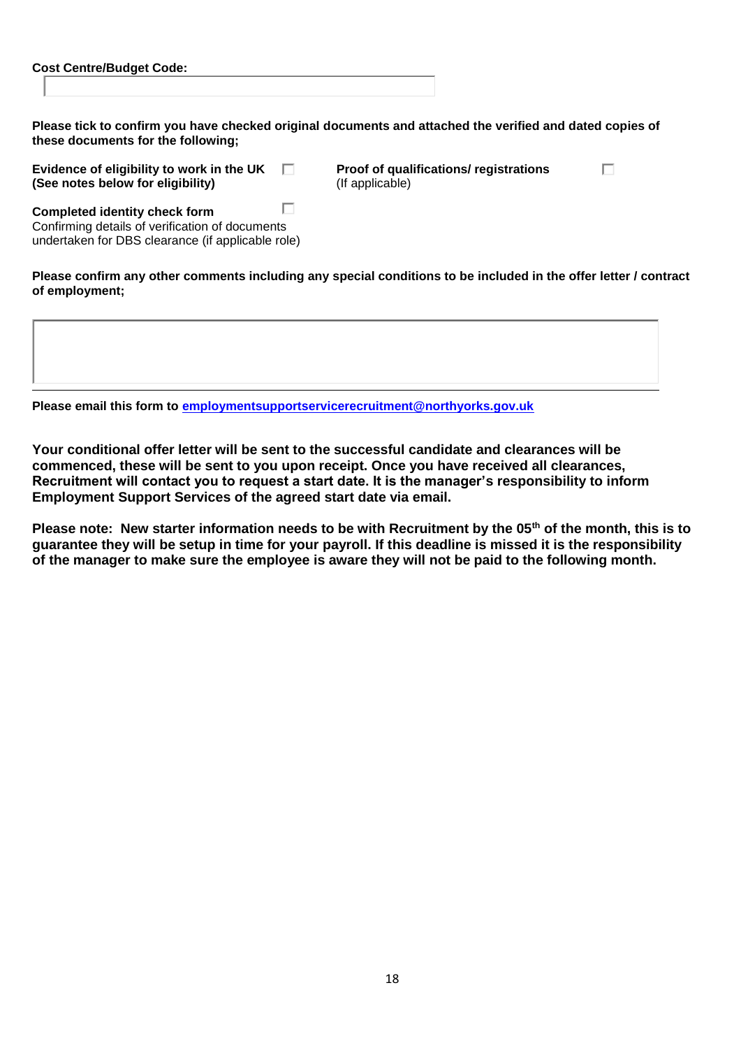**Cost Centre/Budget Code:**

**Please tick to confirm you have checked original documents and attached the verified and dated copies of these documents for the following;**

- ☐ **Evidence of eligibility to work in the UK (See notes below for eligibility)**
- ☐ **Proof of qualifications/ registrations** (If applicable)
- ☐ **Completed identity check form** Confirming details of verification of documents undertaken for DBS clearance (if applicable role)

**Please confirm any other comments including any special conditions to be included in the offer letter / contract of employment;**

**Please email this form to [employmentsupportservicerecruitment@northyorks.gov.uk](mailto:employmentsupportservicerecruitment@northyorks.gov.uk)**

**Your conditional offer letter will be sent to the successful candidate and clearances will be commenced, these will be sent to you upon receipt. Once you have received all clearances, Recruitment will contact you to request a start date. It is the manager's responsibility to inform Employment Support Services of the agreed start date via email.**

**Please note: New starter information needs to be with Recruitment by the 05th of the month, this is to guarantee they will be setup in time for your payroll. If this deadline is missed it is the responsibility of the manager to make sure the employee is aware they will not be paid to the following month.**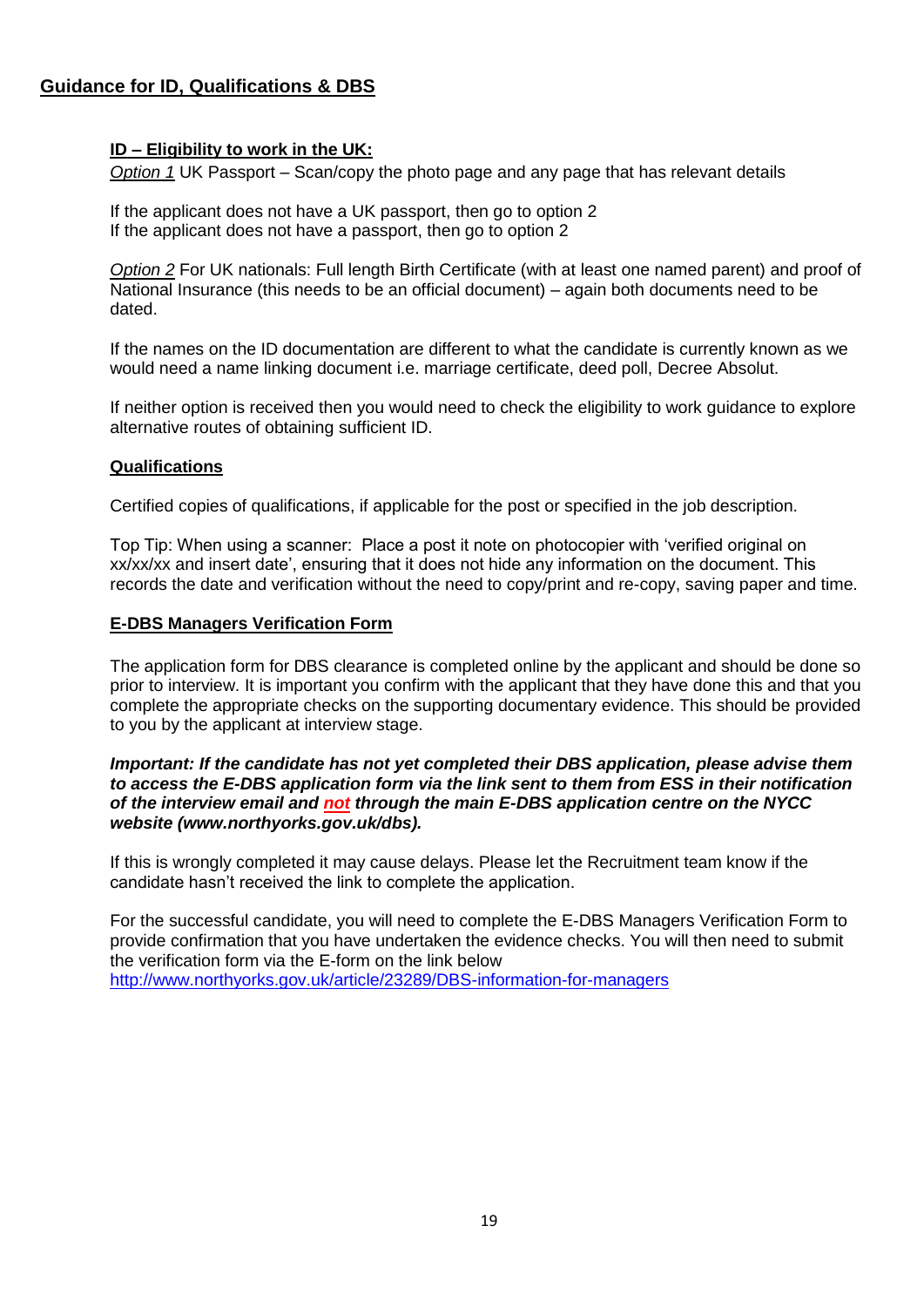## Guidance for ID, Qualifications & DBS

### ID – Eligibility to work in the UK:

*Option 1* UK Passport – Scan/copy the photo page and any page that has relevant details

If the applicant does not have a UK passport, then go to option 2
If the applicant does not have a passport, then go to option 2

*Option 2* For UK nationals: Full length Birth Certificate (with at least one named parent) and proof of National Insurance (this needs to be an official document) – again both documents need to be dated.

If the names on the ID documentation are different to what the candidate is currently known as we would need a name linking document i.e. marriage certificate, deed poll, Decree Absolut.

If neither option is received then you would need to check the eligibility to work guidance to explore alternative routes of obtaining sufficient ID.

### Qualifications

Certified copies of qualifications, if applicable for the post or specified in the job description.

Top Tip: When using a scanner: Place a post it note on photocopier with 'verified original on xx/xx/xx and insert date', ensuring that it does not hide any information on the document. This records the date and verification without the need to copy/print and re-copy, saving paper and time.

### E-DBS Managers Verification Form

The application form for DBS clearance is completed online by the applicant and should be done so prior to interview. It is important you confirm with the applicant that they have done this and that you complete the appropriate checks on the supporting documentary evidence. This should be provided to you by the applicant at interview stage.

***Important: If the candidate has not yet completed their DBS application, please advise them to access the E-DBS application form via the link sent to them from ESS in their notification of the interview email and not through the main E-DBS application centre on the NYCC website (www.northyorks.gov.uk/dbs).***

If this is wrongly completed it may cause delays. Please let the Recruitment team know if the candidate hasn't received the link to complete the application.

For the successful candidate, you will need to complete the E-DBS Managers Verification Form to provide confirmation that you have undertaken the evidence checks. You will then need to submit the verification form via the E-form on the link below
http://www.northyorks.gov.uk/article/23289/DBS-information-for-managers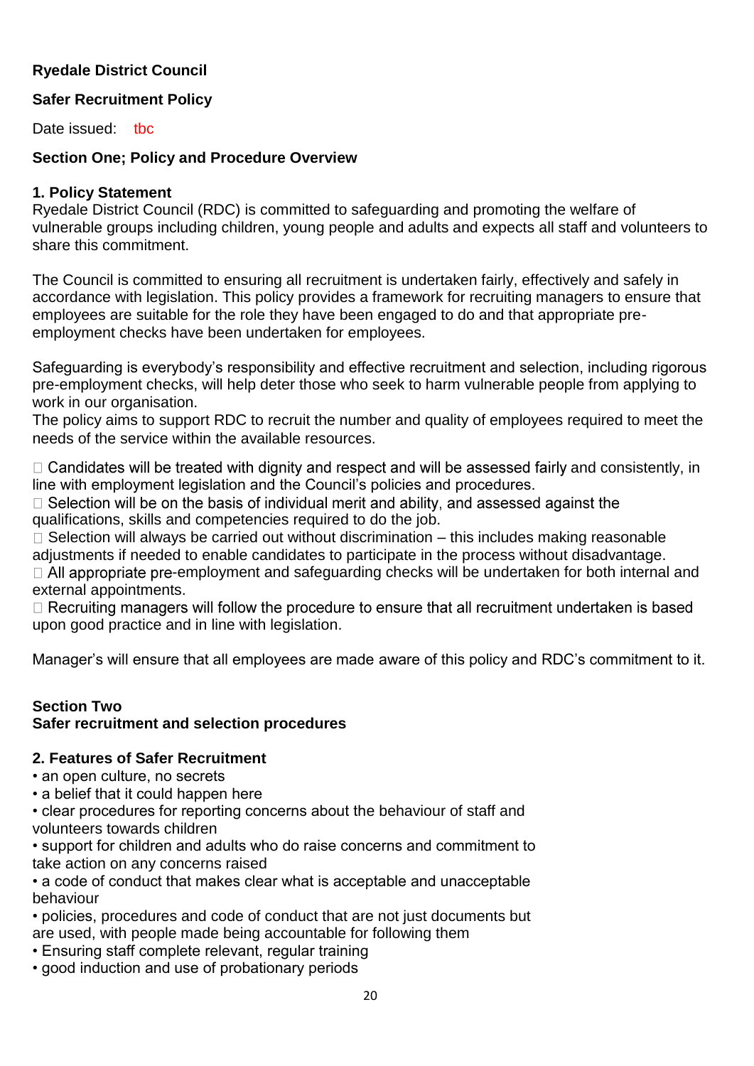**Ryedale District Council**

**Safer Recruitment Policy**

Date issued: tbc

**Section One; Policy and Procedure Overview**

**1. Policy Statement**

Ryedale District Council (RDC) is committed to safeguarding and promoting the welfare of vulnerable groups including children, young people and adults and expects all staff and volunteers to share this commitment.

The Council is committed to ensuring all recruitment is undertaken fairly, effectively and safely in accordance with legislation. This policy provides a framework for recruiting managers to ensure that employees are suitable for the role they have been engaged to do and that appropriate pre-employment checks have been undertaken for employees.

Safeguarding is everybody's responsibility and effective recruitment and selection, including rigorous pre-employment checks, will help deter those who seek to harm vulnerable people from applying to work in our organisation.

The policy aims to support RDC to recruit the number and quality of employees required to meet the needs of the service within the available resources.

- Candidates will be treated with dignity and respect and will be assessed fairly and consistently, in line with employment legislation and the Council's policies and procedures.
- Selection will be on the basis of individual merit and ability, and assessed against the qualifications, skills and competencies required to do the job.
- Selection will always be carried out without discrimination – this includes making reasonable adjustments if needed to enable candidates to participate in the process without disadvantage.
- All appropriate pre-employment and safeguarding checks will be undertaken for both internal and external appointments.
- Recruiting managers will follow the procedure to ensure that all recruitment undertaken is based upon good practice and in line with legislation.

Manager's will ensure that all employees are made aware of this policy and RDC's commitment to it.

**Section Two**
**Safer recruitment and selection procedures**

**2. Features of Safer Recruitment**

- an open culture, no secrets
- a belief that it could happen here
- clear procedures for reporting concerns about the behaviour of staff and volunteers towards children
- support for children and adults who do raise concerns and commitment to take action on any concerns raised
- a code of conduct that makes clear what is acceptable and unacceptable behaviour
- policies, procedures and code of conduct that are not just documents but are used, with people made being accountable for following them
- Ensuring staff complete relevant, regular training
- good induction and use of probationary periods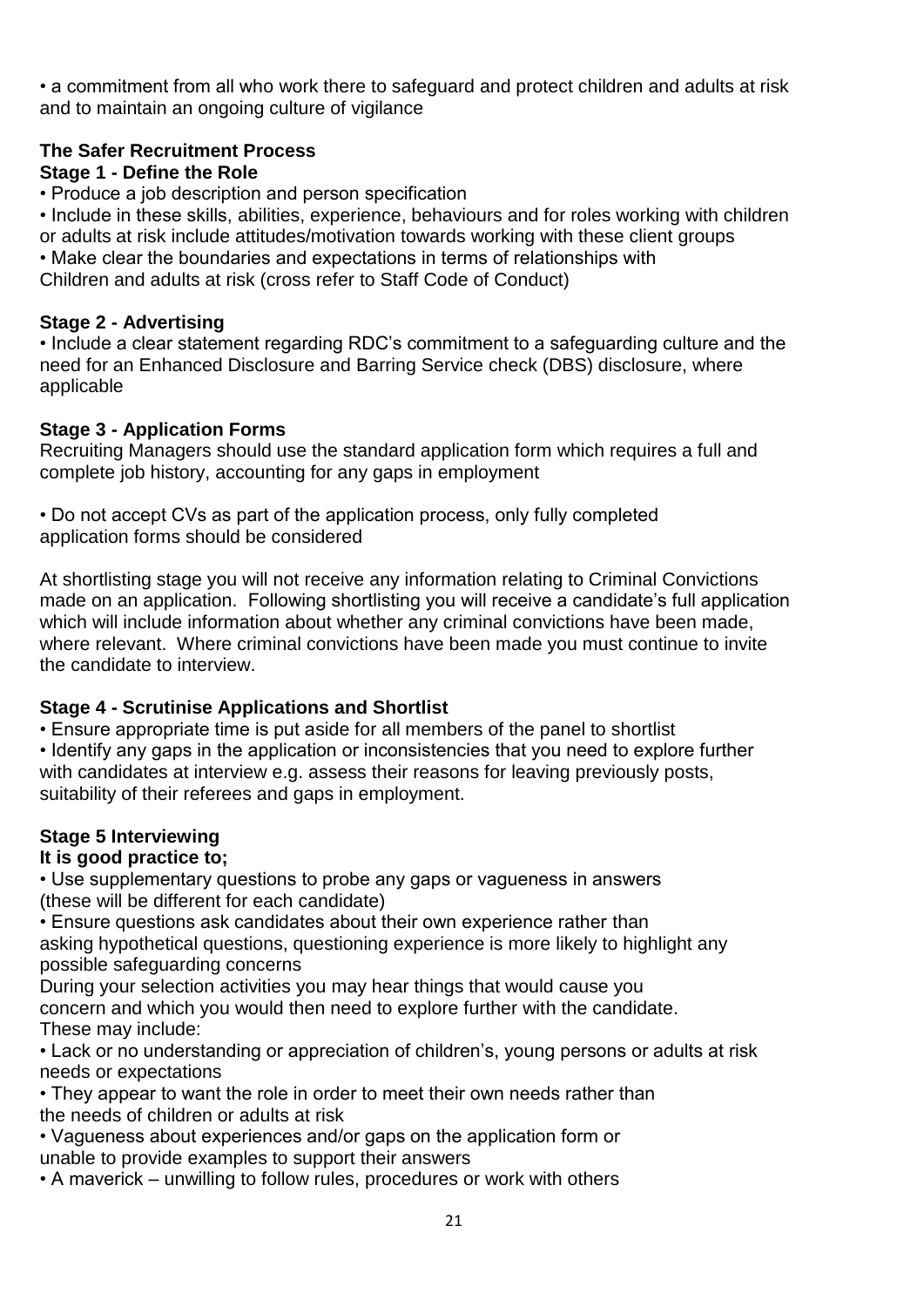- a commitment from all who work there to safeguard and protect children and adults at risk and to maintain an ongoing culture of vigilance

**The Safer Recruitment Process**

**Stage 1 - Define the Role**

- Produce a job description and person specification
- Include in these skills, abilities, experience, behaviours and for roles working with children or adults at risk include attitudes/motivation towards working with these client groups
- Make clear the boundaries and expectations in terms of relationships with Children and adults at risk (cross refer to Staff Code of Conduct)

**Stage 2 - Advertising**

- Include a clear statement regarding RDC's commitment to a safeguarding culture and the need for an Enhanced Disclosure and Barring Service check (DBS) disclosure, where applicable

**Stage 3 - Application Forms**

Recruiting Managers should use the standard application form which requires a full and complete job history, accounting for any gaps in employment

- Do not accept CVs as part of the application process, only fully completed application forms should be considered

At shortlisting stage you will not receive any information relating to Criminal Convictions made on an application. Following shortlisting you will receive a candidate's full application which will include information about whether any criminal convictions have been made, where relevant. Where criminal convictions have been made you must continue to invite the candidate to interview.

**Stage 4 - Scrutinise Applications and Shortlist**

- Ensure appropriate time is put aside for all members of the panel to shortlist
- Identify any gaps in the application or inconsistencies that you need to explore further with candidates at interview e.g. assess their reasons for leaving previously posts, suitability of their referees and gaps in employment.

**Stage 5 Interviewing**

**It is good practice to;**

- Use supplementary questions to probe any gaps or vagueness in answers (these will be different for each candidate)
- Ensure questions ask candidates about their own experience rather than asking hypothetical questions, questioning experience is more likely to highlight any possible safeguarding concerns

During your selection activities you may hear things that would cause you concern and which you would then need to explore further with the candidate. These may include:

- Lack or no understanding or appreciation of children's, young persons or adults at risk needs or expectations
- They appear to want the role in order to meet their own needs rather than the needs of children or adults at risk
- Vagueness about experiences and/or gaps on the application form or unable to provide examples to support their answers
- A maverick – unwilling to follow rules, procedures or work with others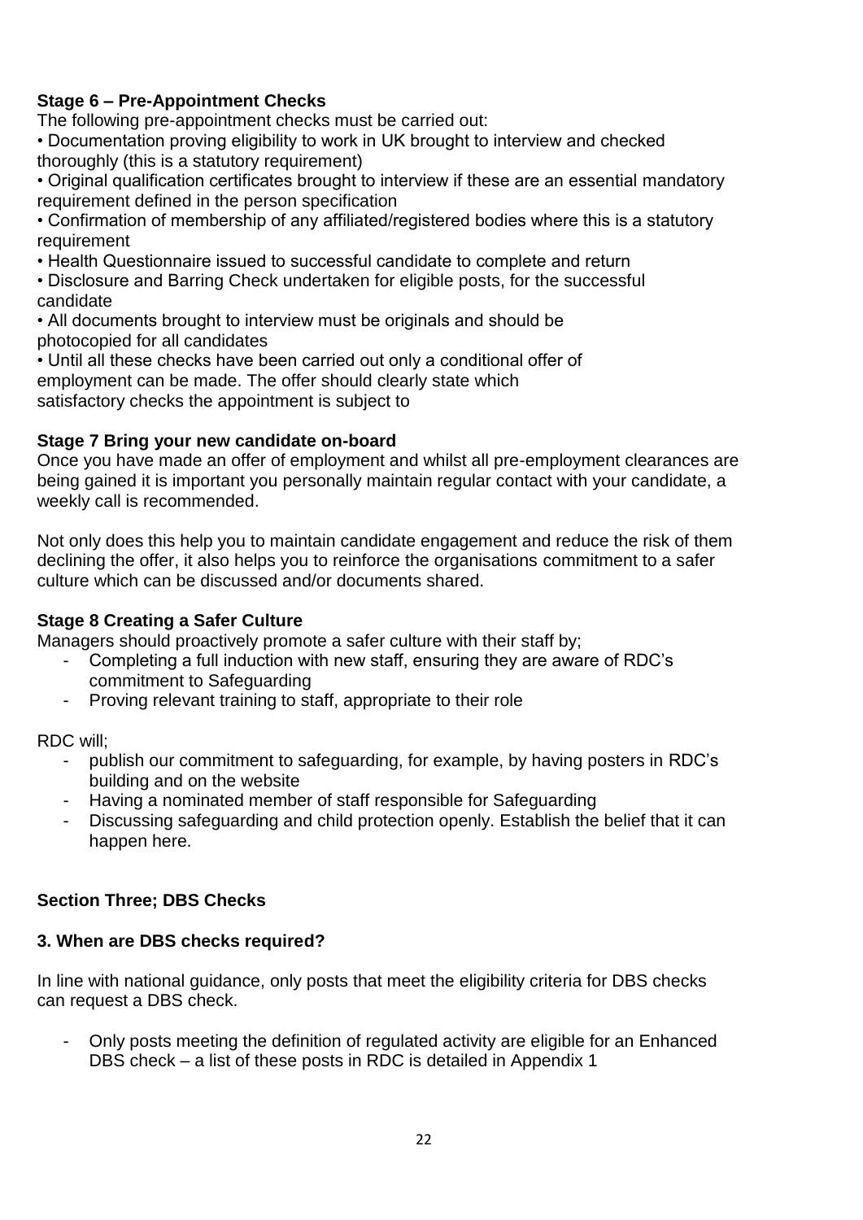**Stage 6 – Pre-Appointment Checks**

The following pre-appointment checks must be carried out:

- Documentation proving eligibility to work in UK brought to interview and checked thoroughly (this is a statutory requirement)
- Original qualification certificates brought to interview if these are an essential mandatory requirement defined in the person specification
- Confirmation of membership of any affiliated/registered bodies where this is a statutory requirement
- Health Questionnaire issued to successful candidate to complete and return
- Disclosure and Barring Check undertaken for eligible posts, for the successful candidate
- All documents brought to interview must be originals and should be photocopied for all candidates
- Until all these checks have been carried out only a conditional offer of employment can be made. The offer should clearly state which satisfactory checks the appointment is subject to

**Stage 7 Bring your new candidate on-board**

Once you have made an offer of employment and whilst all pre-employment clearances are being gained it is important you personally maintain regular contact with your candidate, a weekly call is recommended.

Not only does this help you to maintain candidate engagement and reduce the risk of them declining the offer, it also helps you to reinforce the organisations commitment to a safer culture which can be discussed and/or documents shared.

**Stage 8 Creating a Safer Culture**

Managers should proactively promote a safer culture with their staff by;

- Completing a full induction with new staff, ensuring they are aware of RDC's commitment to Safeguarding
- Proving relevant training to staff, appropriate to their role

RDC will;

- publish our commitment to safeguarding, for example, by having posters in RDC's building and on the website
- Having a nominated member of staff responsible for Safeguarding
- Discussing safeguarding and child protection openly. Establish the belief that it can happen here.

## Section Three; DBS Checks

### 3. When are DBS checks required?

In line with national guidance, only posts that meet the eligibility criteria for DBS checks can request a DBS check.

- Only posts meeting the definition of regulated activity are eligible for an Enhanced DBS check – a list of these posts in RDC is detailed in Appendix 1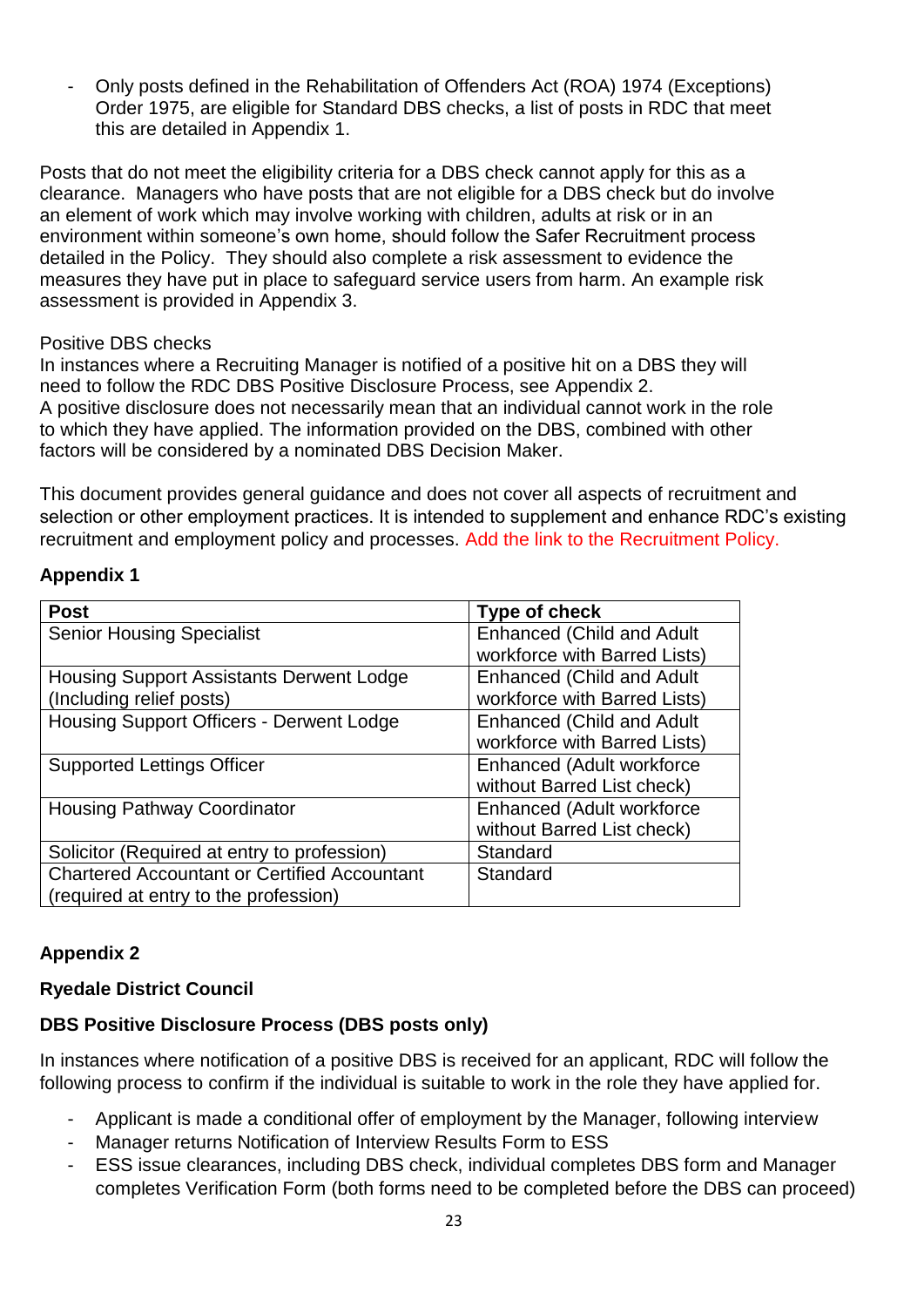- Only posts defined in the Rehabilitation of Offenders Act (ROA) 1974 (Exceptions) Order 1975, are eligible for Standard DBS checks, a list of posts in RDC that meet this are detailed in Appendix 1.

Posts that do not meet the eligibility criteria for a DBS check cannot apply for this as a clearance. Managers who have posts that are not eligible for a DBS check but do involve an element of work which may involve working with children, adults at risk or in an environment within someone's own home, should follow the Safer Recruitment process detailed in the Policy. They should also complete a risk assessment to evidence the measures they have put in place to safeguard service users from harm. An example risk assessment is provided in Appendix 3.

Positive DBS checks

In instances where a Recruiting Manager is notified of a positive hit on a DBS they will need to follow the RDC DBS Positive Disclosure Process, see Appendix 2.
A positive disclosure does not necessarily mean that an individual cannot work in the role to which they have applied. The information provided on the DBS, combined with other factors will be considered by a nominated DBS Decision Maker.

This document provides general guidance and does not cover all aspects of recruitment and selection or other employment practices. It is intended to supplement and enhance RDC's existing recruitment and employment policy and processes. Add the link to the Recruitment Policy.

**Appendix 1**

| Post | Type of check |
|---|---|
| Senior Housing Specialist | Enhanced (Child and Adult workforce with Barred Lists) |
| Housing Support Assistants Derwent Lodge (Including relief posts) | Enhanced (Child and Adult workforce with Barred Lists) |
| Housing Support Officers - Derwent Lodge | Enhanced (Child and Adult workforce with Barred Lists) |
| Supported Lettings Officer | Enhanced (Adult workforce without Barred List check) |
| Housing Pathway Coordinator | Enhanced (Adult workforce without Barred List check) |
| Solicitor (Required at entry to profession) | Standard |
| Chartered Accountant or Certified Accountant (required at entry to the profession) | Standard |

**Appendix 2**

**Ryedale District Council**

**DBS Positive Disclosure Process (DBS posts only)**

In instances where notification of a positive DBS is received for an applicant, RDC will follow the following process to confirm if the individual is suitable to work in the role they have applied for.

- Applicant is made a conditional offer of employment by the Manager, following interview
- Manager returns Notification of Interview Results Form to ESS
- ESS issue clearances, including DBS check, individual completes DBS form and Manager completes Verification Form (both forms need to be completed before the DBS can proceed)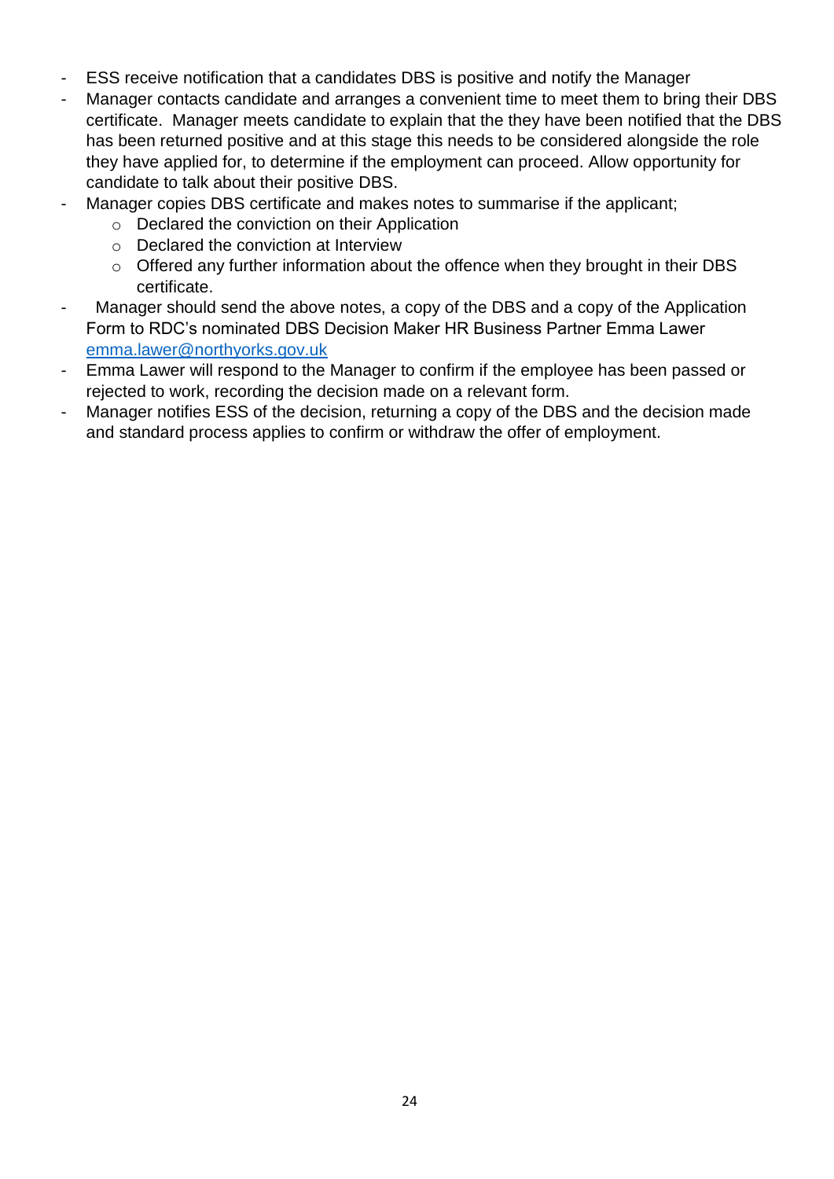- ESS receive notification that a candidates DBS is positive and notify the Manager
- Manager contacts candidate and arranges a convenient time to meet them to bring their DBS certificate. Manager meets candidate to explain that the they have been notified that the DBS has been returned positive and at this stage this needs to be considered alongside the role they have applied for, to determine if the employment can proceed. Allow opportunity for candidate to talk about their positive DBS.
- Manager copies DBS certificate and makes notes to summarise if the applicant;
    - Declared the conviction on their Application
    - Declared the conviction at Interview
    - Offered any further information about the offence when they brought in their DBS certificate.
- Manager should send the above notes, a copy of the DBS and a copy of the Application Form to RDC's nominated DBS Decision Maker HR Business Partner Emma Lawer emma.lawer@northyorks.gov.uk
- Emma Lawer will respond to the Manager to confirm if the employee has been passed or rejected to work, recording the decision made on a relevant form.
- Manager notifies ESS of the decision, returning a copy of the DBS and the decision made and standard process applies to confirm or withdraw the offer of employment.